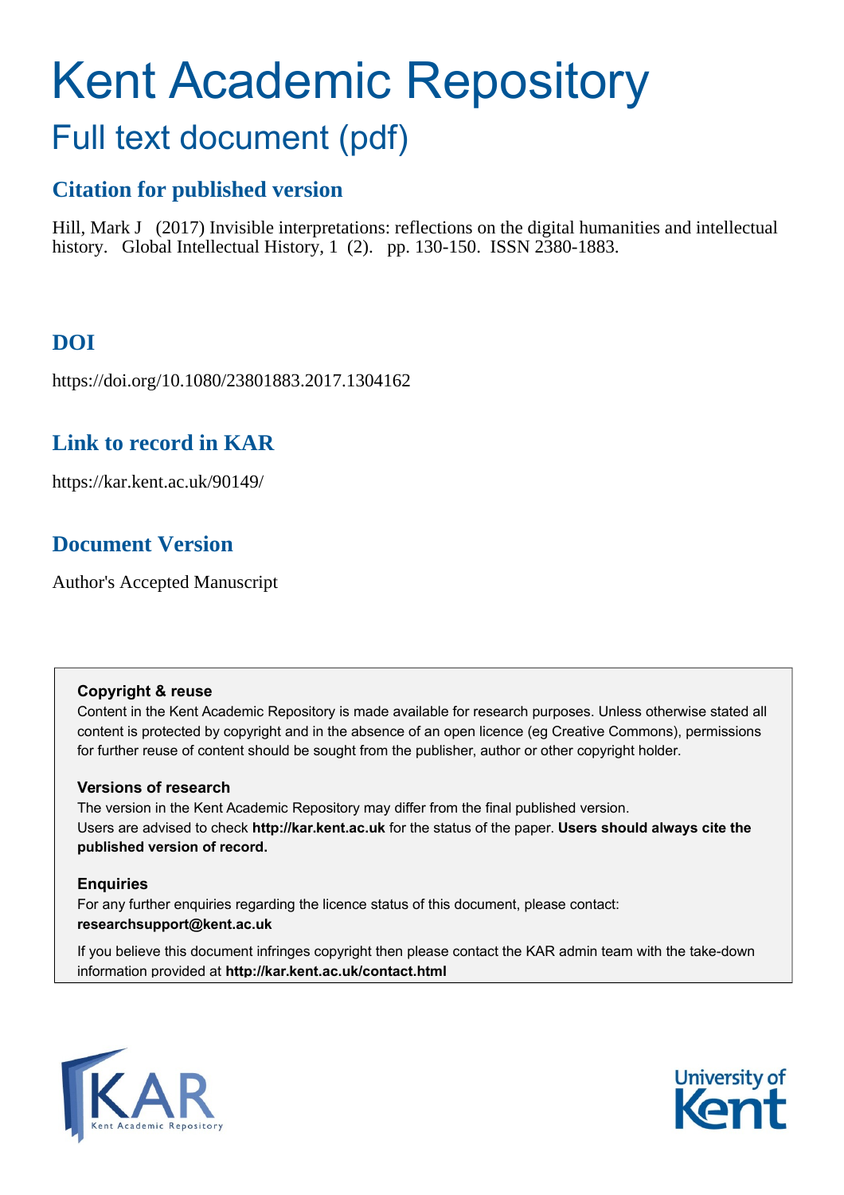# Kent Academic Repository

## Full text document (pdf)

### Citation for published version

Hill, Mark J (2017) Invisible interpretations: reflections on the digital humanities and intellectual history. Global Intellectual History, 1 (2). pp. 130-150. ISSN 2380-1883.

### DOI

https://doi.org/10.1080/23801883.2017.1304162

### Link to record in KAR

https://kar.kent.ac.uk/90149/

### Document Version

Author's Accepted Manuscript

**Copyright & reuse**

Content in the Kent Academic Repository is made available for research purposes. Unless otherwise stated all content is protected by copyright and in the absence of an open licence (eg Creative Commons), permissions for further reuse of content should be sought from the publisher, author or other copyright holder.

**Versions of research**

The version in the Kent Academic Repository may differ from the final published version. Users are advised to check **http://kar.kent.ac.uk** for the status of the paper. **Users should always cite the published version of record.**

**Enquiries**

For any further enquiries regarding the licence status of this document, please contact: **researchsupport@kent.ac.uk**

If you believe this document infringes copyright then please contact the KAR admin team with the take-down information provided at **http://kar.kent.ac.uk/contact.html**

KAR Kent Academic Repository

University of Kent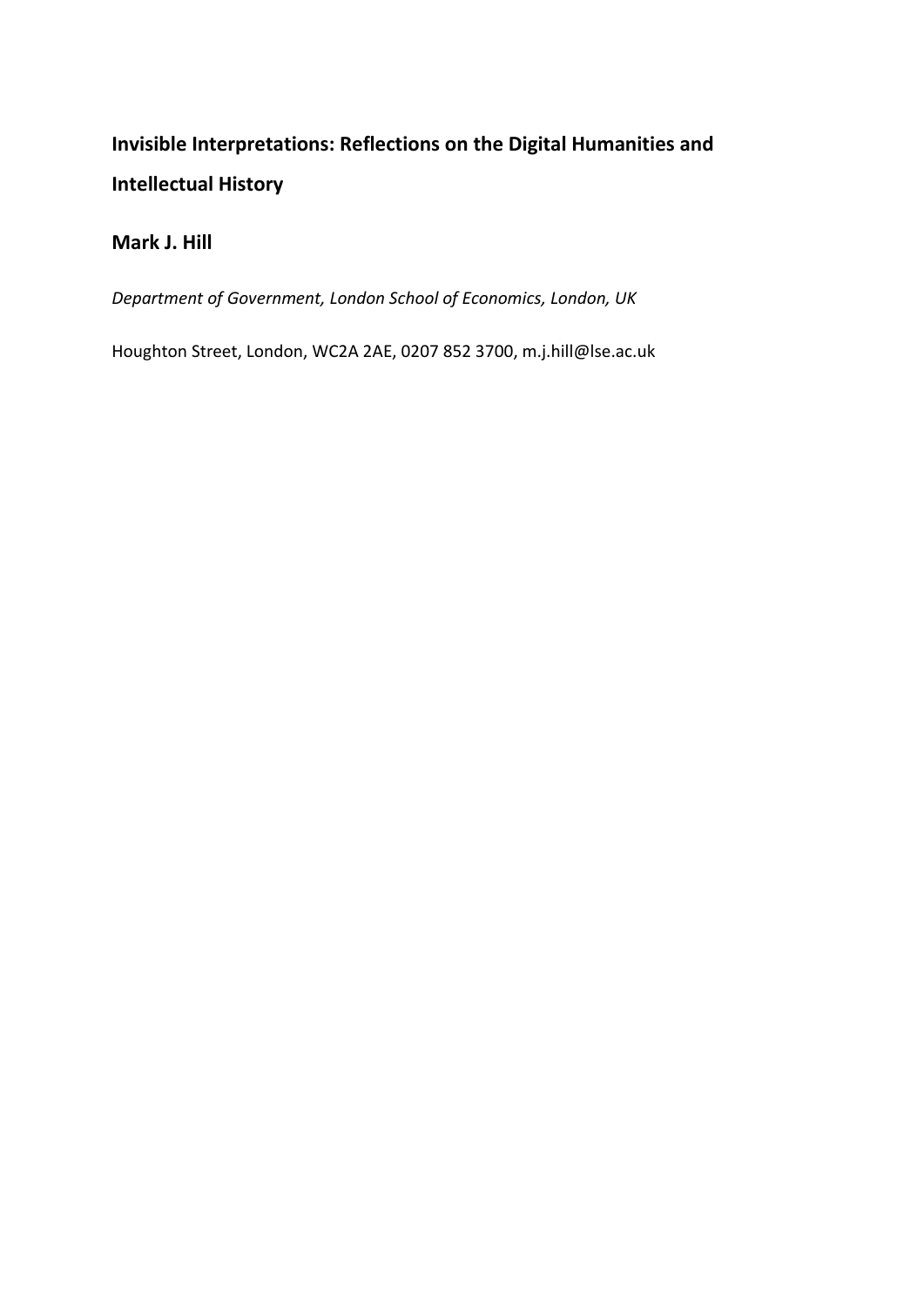# Invisible Interpretations: Reflections on the Digital Humanities and Intellectual History

## Mark J. Hill

*Department of Government, London School of Economics, London, UK*

Houghton Street, London, WC2A 2AE, 0207 852 3700, m.j.hill@lse.ac.uk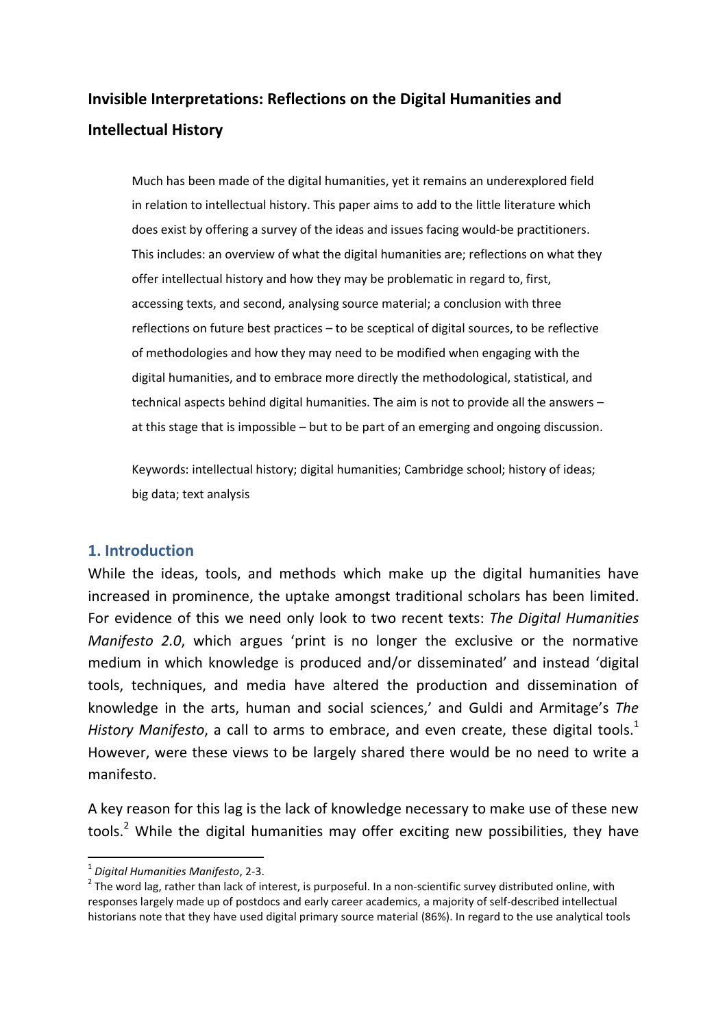# Invisible Interpretations: Reflections on the Digital Humanities and Intellectual History

> Much has been made of the digital humanities, yet it remains an underexplored field in relation to intellectual history. This paper aims to add to the little literature which does exist by offering a survey of the ideas and issues facing would-be practitioners. This includes: an overview of what the digital humanities are; reflections on what they offer intellectual history and how they may be problematic in regard to, first, accessing texts, and second, analysing source material; a conclusion with three reflections on future best practices – to be sceptical of digital sources, to be reflective of methodologies and how they may need to be modified when engaging with the digital humanities, and to embrace more directly the methodological, statistical, and technical aspects behind digital humanities. The aim is not to provide all the answers – at this stage that is impossible – but to be part of an emerging and ongoing discussion.
>
> Keywords: intellectual history; digital humanities; Cambridge school; history of ideas; big data; text analysis

## 1. Introduction

While the ideas, tools, and methods which make up the digital humanities have increased in prominence, the uptake amongst traditional scholars has been limited. For evidence of this we need only look to two recent texts: *The Digital Humanities Manifesto 2.0*, which argues 'print is no longer the exclusive or the normative medium in which knowledge is produced and/or disseminated' and instead 'digital tools, techniques, and media have altered the production and dissemination of knowledge in the arts, human and social sciences,' and Guldi and Armitage's *The History Manifesto*, a call to arms to embrace, and even create, these digital tools.[1] However, were these views to be largely shared there would be no need to write a manifesto.

A key reason for this lag is the lack of knowledge necessary to make use of these new tools.[2] While the digital humanities may offer exciting new possibilities, they have

---

[1] *Digital Humanities Manifesto*, 2-3.

[2] The word lag, rather than lack of interest, is purposeful. In a non-scientific survey distributed online, with responses largely made up of postdocs and early career academics, a majority of self-described intellectual historians note that they have used digital primary source material (86%). In regard to the use analytical tools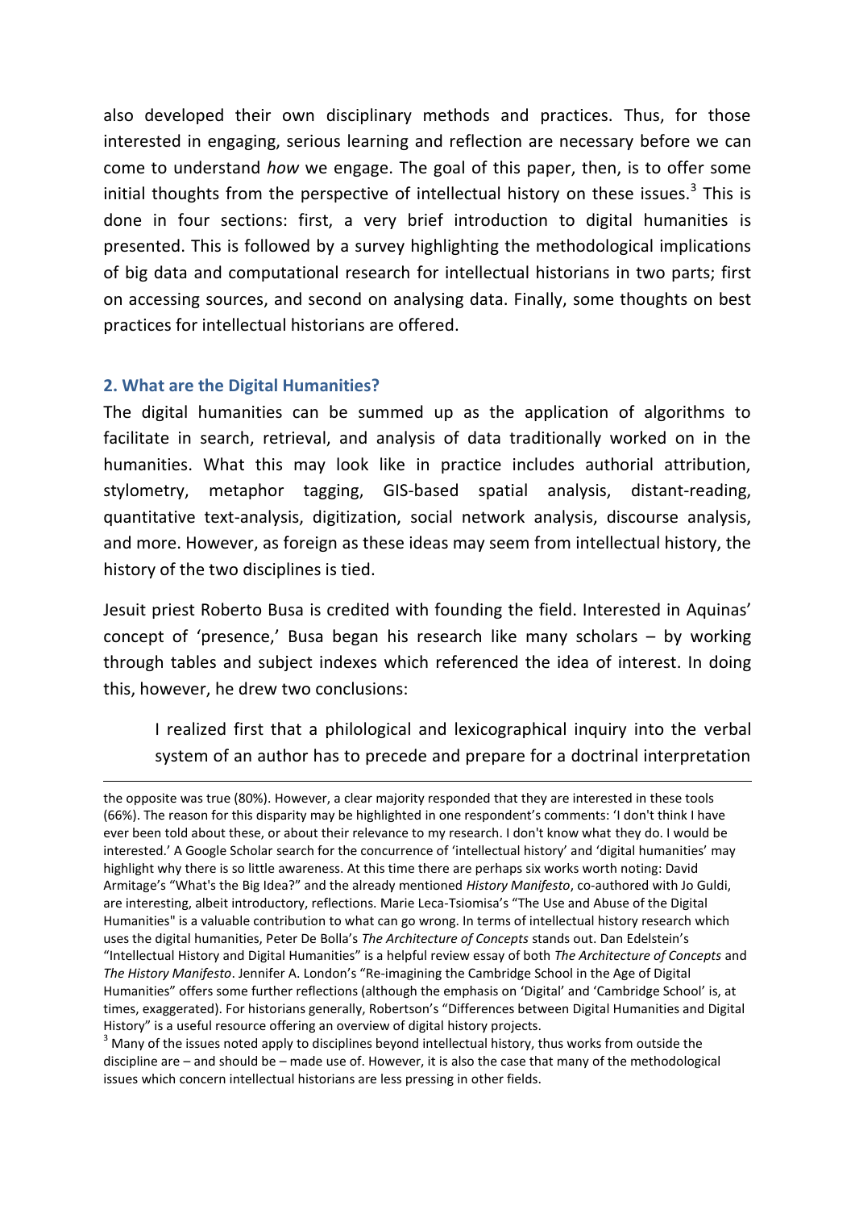also developed their own disciplinary methods and practices. Thus, for those interested in engaging, serious learning and reflection are necessary before we can come to understand *how* we engage. The goal of this paper, then, is to offer some initial thoughts from the perspective of intellectual history on these issues.[3] This is done in four sections: first, a very brief introduction to digital humanities is presented. This is followed by a survey highlighting the methodological implications of big data and computational research for intellectual historians in two parts; first on accessing sources, and second on analysing data. Finally, some thoughts on best practices for intellectual historians are offered.

## 2. What are the Digital Humanities?

The digital humanities can be summed up as the application of algorithms to facilitate in search, retrieval, and analysis of data traditionally worked on in the humanities. What this may look like in practice includes authorial attribution, stylometry, metaphor tagging, GIS-based spatial analysis, distant-reading, quantitative text-analysis, digitization, social network analysis, discourse analysis, and more. However, as foreign as these ideas may seem from intellectual history, the history of the two disciplines is tied.

Jesuit priest Roberto Busa is credited with founding the field. Interested in Aquinas' concept of 'presence,' Busa began his research like many scholars – by working through tables and subject indexes which referenced the idea of interest. In doing this, however, he drew two conclusions:

> I realized first that a philological and lexicographical inquiry into the verbal system of an author has to precede and prepare for a doctrinal interpretation

---

the opposite was true (80%). However, a clear majority responded that they are interested in these tools (66%). The reason for this disparity may be highlighted in one respondent's comments: 'I don't think I have ever been told about these, or about their relevance to my research. I don't know what they do. I would be interested.' A Google Scholar search for the concurrence of 'intellectual history' and 'digital humanities' may highlight why there is so little awareness. At this time there are perhaps six works worth noting: David Armitage's "What's the Big Idea?" and the already mentioned *History Manifesto*, co-authored with Jo Guldi, are interesting, albeit introductory, reflections. Marie Leca-Tsiomisa's "The Use and Abuse of the Digital Humanities" is a valuable contribution to what can go wrong. In terms of intellectual history research which uses the digital humanities, Peter De Bolla's *The Architecture of Concepts* stands out. Dan Edelstein's "Intellectual History and Digital Humanities" is a helpful review essay of both *The Architecture of Concepts* and *The History Manifesto*. Jennifer A. London's "Re-imagining the Cambridge School in the Age of Digital Humanities" offers some further reflections (although the emphasis on 'Digital' and 'Cambridge School' is, at times, exaggerated). For historians generally, Robertson's "Differences between Digital Humanities and Digital History" is a useful resource offering an overview of digital history projects.

[3] Many of the issues noted apply to disciplines beyond intellectual history, thus works from outside the discipline are – and should be – made use of. However, it is also the case that many of the methodological issues which concern intellectual historians are less pressing in other fields.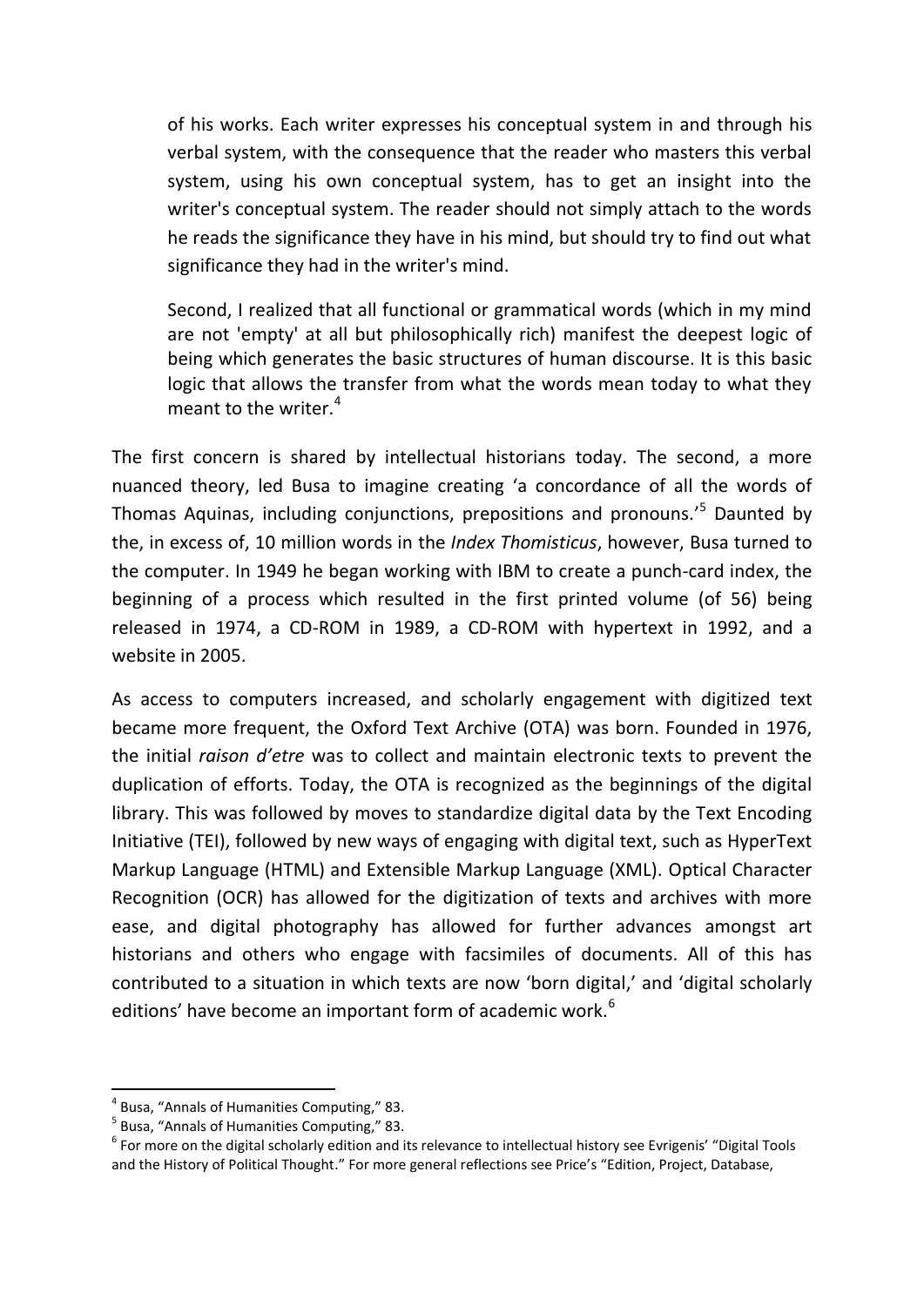> of his works. Each writer expresses his conceptual system in and through his verbal system, with the consequence that the reader who masters this verbal system, using his own conceptual system, has to get an insight into the writer's conceptual system. The reader should not simply attach to the words he reads the significance they have in his mind, but should try to find out what significance they had in the writer's mind.
>
> Second, I realized that all functional or grammatical words (which in my mind are not 'empty' at all but philosophically rich) manifest the deepest logic of being which generates the basic structures of human discourse. It is this basic logic that allows the transfer from what the words mean today to what they meant to the writer.[4]

The first concern is shared by intellectual historians today. The second, a more nuanced theory, led Busa to imagine creating 'a concordance of all the words of Thomas Aquinas, including conjunctions, prepositions and pronouns.'[5] Daunted by the, in excess of, 10 million words in the *Index Thomisticus*, however, Busa turned to the computer. In 1949 he began working with IBM to create a punch-card index, the beginning of a process which resulted in the first printed volume (of 56) being released in 1974, a CD-ROM in 1989, a CD-ROM with hypertext in 1992, and a website in 2005.

As access to computers increased, and scholarly engagement with digitized text became more frequent, the Oxford Text Archive (OTA) was born. Founded in 1976, the initial *raison d'etre* was to collect and maintain electronic texts to prevent the duplication of efforts. Today, the OTA is recognized as the beginnings of the digital library. This was followed by moves to standardize digital data by the Text Encoding Initiative (TEI), followed by new ways of engaging with digital text, such as HyperText Markup Language (HTML) and Extensible Markup Language (XML). Optical Character Recognition (OCR) has allowed for the digitization of texts and archives with more ease, and digital photography has allowed for further advances amongst art historians and others who engage with facsimiles of documents. All of this has contributed to a situation in which texts are now 'born digital,' and 'digital scholarly editions' have become an important form of academic work.[6]

---

[4] Busa, "Annals of Humanities Computing," 83.

[5] Busa, "Annals of Humanities Computing," 83.

[6] For more on the digital scholarly edition and its relevance to intellectual history see Evrigenis' "Digital Tools and the History of Political Thought." For more general reflections see Price's "Edition, Project, Database,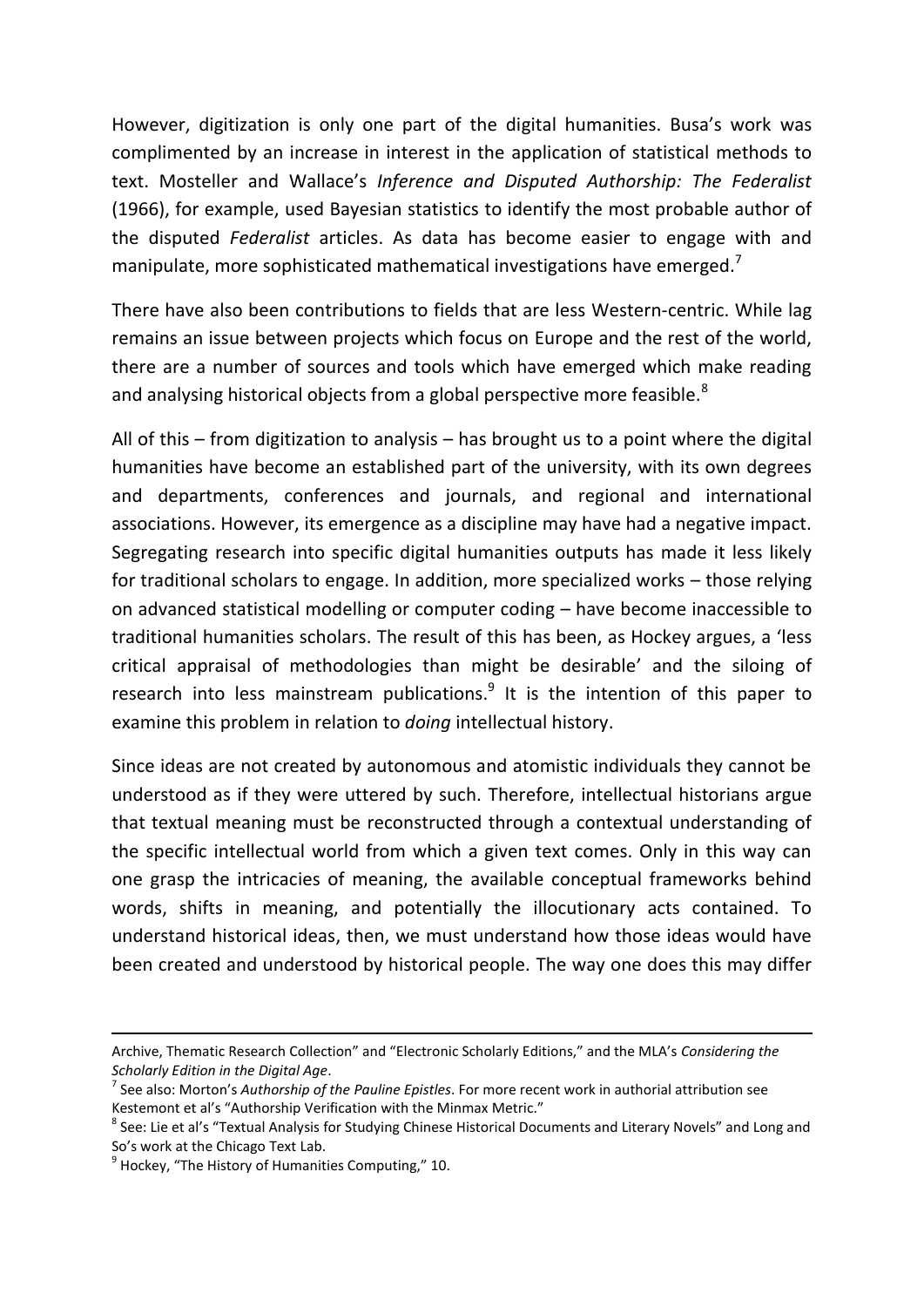However, digitization is only one part of the digital humanities. Busa's work was complimented by an increase in interest in the application of statistical methods to text. Mosteller and Wallace's *Inference and Disputed Authorship: The Federalist* (1966), for example, used Bayesian statistics to identify the most probable author of the disputed *Federalist* articles. As data has become easier to engage with and manipulate, more sophisticated mathematical investigations have emerged.[7]

There have also been contributions to fields that are less Western-centric. While lag remains an issue between projects which focus on Europe and the rest of the world, there are a number of sources and tools which have emerged which make reading and analysing historical objects from a global perspective more feasible.[8]

All of this – from digitization to analysis – has brought us to a point where the digital humanities have become an established part of the university, with its own degrees and departments, conferences and journals, and regional and international associations. However, its emergence as a discipline may have had a negative impact. Segregating research into specific digital humanities outputs has made it less likely for traditional scholars to engage. In addition, more specialized works – those relying on advanced statistical modelling or computer coding – have become inaccessible to traditional humanities scholars. The result of this has been, as Hockey argues, a 'less critical appraisal of methodologies than might be desirable' and the siloing of research into less mainstream publications.[9] It is the intention of this paper to examine this problem in relation to *doing* intellectual history.

Since ideas are not created by autonomous and atomistic individuals they cannot be understood as if they were uttered by such. Therefore, intellectual historians argue that textual meaning must be reconstructed through a contextual understanding of the specific intellectual world from which a given text comes. Only in this way can one grasp the intricacies of meaning, the available conceptual frameworks behind words, shifts in meaning, and potentially the illocutionary acts contained. To understand historical ideas, then, we must understand how those ideas would have been created and understood by historical people. The way one does this may differ

---

Archive, Thematic Research Collection" and "Electronic Scholarly Editions," and the MLA's *Considering the Scholarly Edition in the Digital Age*.

[7] See also: Morton's *Authorship of the Pauline Epistles*. For more recent work in authorial attribution see Kestemont et al's "Authorship Verification with the Minmax Metric."

[8] See: Lie et al's "Textual Analysis for Studying Chinese Historical Documents and Literary Novels" and Long and So's work at the Chicago Text Lab.

[9] Hockey, "The History of Humanities Computing," 10.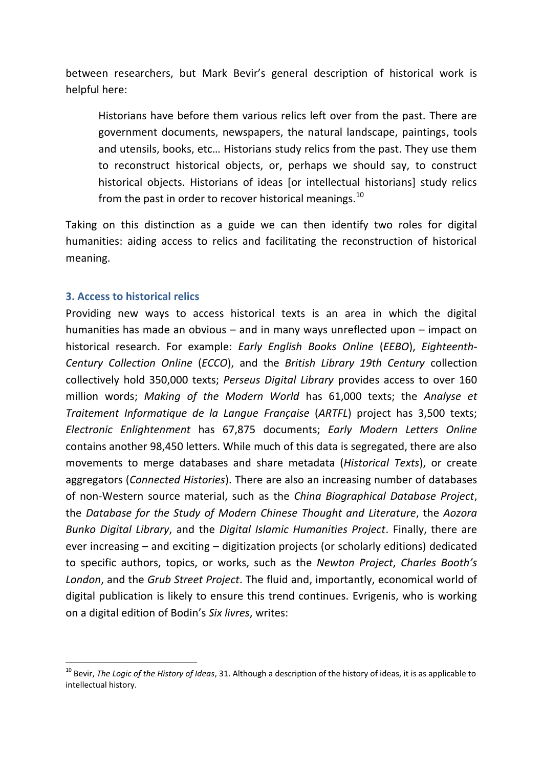between researchers, but Mark Bevir's general description of historical work is helpful here:

> Historians have before them various relics left over from the past. There are government documents, newspapers, the natural landscape, paintings, tools and utensils, books, etc… Historians study relics from the past. They use them to reconstruct historical objects, or, perhaps we should say, to construct historical objects. Historians of ideas [or intellectual historians] study relics from the past in order to recover historical meanings.[10]

Taking on this distinction as a guide we can then identify two roles for digital humanities: aiding access to relics and facilitating the reconstruction of historical meaning.

### 3. Access to historical relics

Providing new ways to access historical texts is an area in which the digital humanities has made an obvious – and in many ways unreflected upon – impact on historical research. For example: *Early English Books Online* (*EEBO*), *Eighteenth-Century Collection Online* (*ECCO*), and the *British Library 19th Century* collection collectively hold 350,000 texts; *Perseus Digital Library* provides access to over 160 million words; *Making of the Modern World* has 61,000 texts; the *Analyse et Traitement Informatique de la Langue Française* (*ARTFL*) project has 3,500 texts; *Electronic Enlightenment* has 67,875 documents; *Early Modern Letters Online* contains another 98,450 letters. While much of this data is segregated, there are also movements to merge databases and share metadata (*Historical Texts*), or create aggregators (*Connected Histories*). There are also an increasing number of databases of non-Western source material, such as the *China Biographical Database Project*, the *Database for the Study of Modern Chinese Thought and Literature*, the *Aozora Bunko Digital Library*, and the *Digital Islamic Humanities Project*. Finally, there are ever increasing – and exciting – digitization projects (or scholarly editions) dedicated to specific authors, topics, or works, such as the *Newton Project*, *Charles Booth's London*, and the *Grub Street Project*. The fluid and, importantly, economical world of digital publication is likely to ensure this trend continues. Evrigenis, who is working on a digital edition of Bodin's *Six livres*, writes:

---

[10] Bevir, *The Logic of the History of Ideas*, 31. Although a description of the history of ideas, it is as applicable to intellectual history.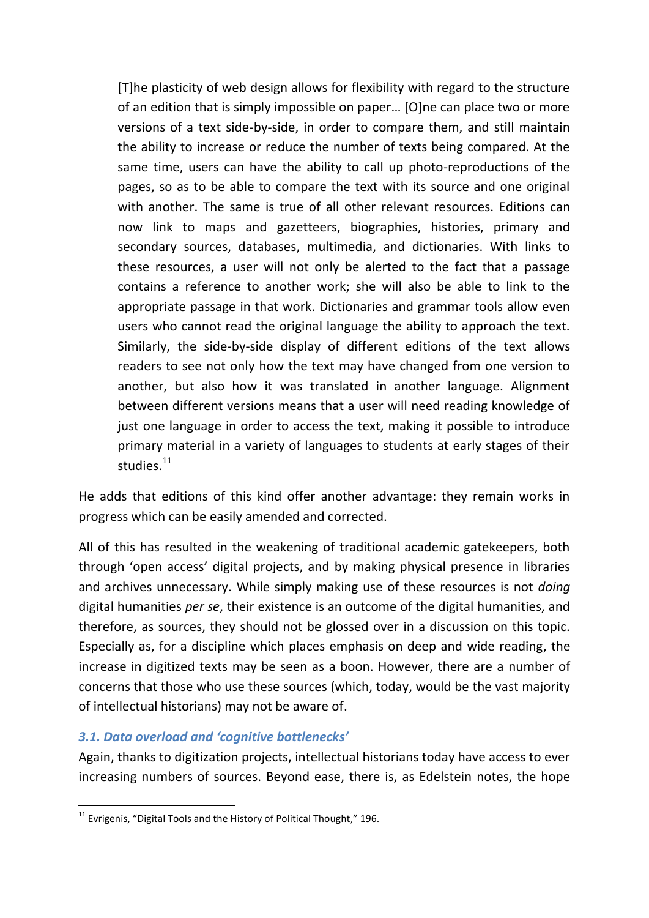> [T]he plasticity of web design allows for flexibility with regard to the structure of an edition that is simply impossible on paper… [O]ne can place two or more versions of a text side-by-side, in order to compare them, and still maintain the ability to increase or reduce the number of texts being compared. At the same time, users can have the ability to call up photo-reproductions of the pages, so as to be able to compare the text with its source and one original with another. The same is true of all other relevant resources. Editions can now link to maps and gazetteers, biographies, histories, primary and secondary sources, databases, multimedia, and dictionaries. With links to these resources, a user will not only be alerted to the fact that a passage contains a reference to another work; she will also be able to link to the appropriate passage in that work. Dictionaries and grammar tools allow even users who cannot read the original language the ability to approach the text. Similarly, the side-by-side display of different editions of the text allows readers to see not only how the text may have changed from one version to another, but also how it was translated in another language. Alignment between different versions means that a user will need reading knowledge of just one language in order to access the text, making it possible to introduce primary material in a variety of languages to students at early stages of their studies.[11]

He adds that editions of this kind offer another advantage: they remain works in progress which can be easily amended and corrected.

All of this has resulted in the weakening of traditional academic gatekeepers, both through 'open access' digital projects, and by making physical presence in libraries and archives unnecessary. While simply making use of these resources is not *doing* digital humanities *per se*, their existence is an outcome of the digital humanities, and therefore, as sources, they should not be glossed over in a discussion on this topic. Especially as, for a discipline which places emphasis on deep and wide reading, the increase in digitized texts may be seen as a boon. However, there are a number of concerns that those who use these sources (which, today, would be the vast majority of intellectual historians) may not be aware of.

### *3.1. Data overload and 'cognitive bottlenecks'*

Again, thanks to digitization projects, intellectual historians today have access to ever increasing numbers of sources. Beyond ease, there is, as Edelstein notes, the hope

[11] Evrigenis, "Digital Tools and the History of Political Thought," 196.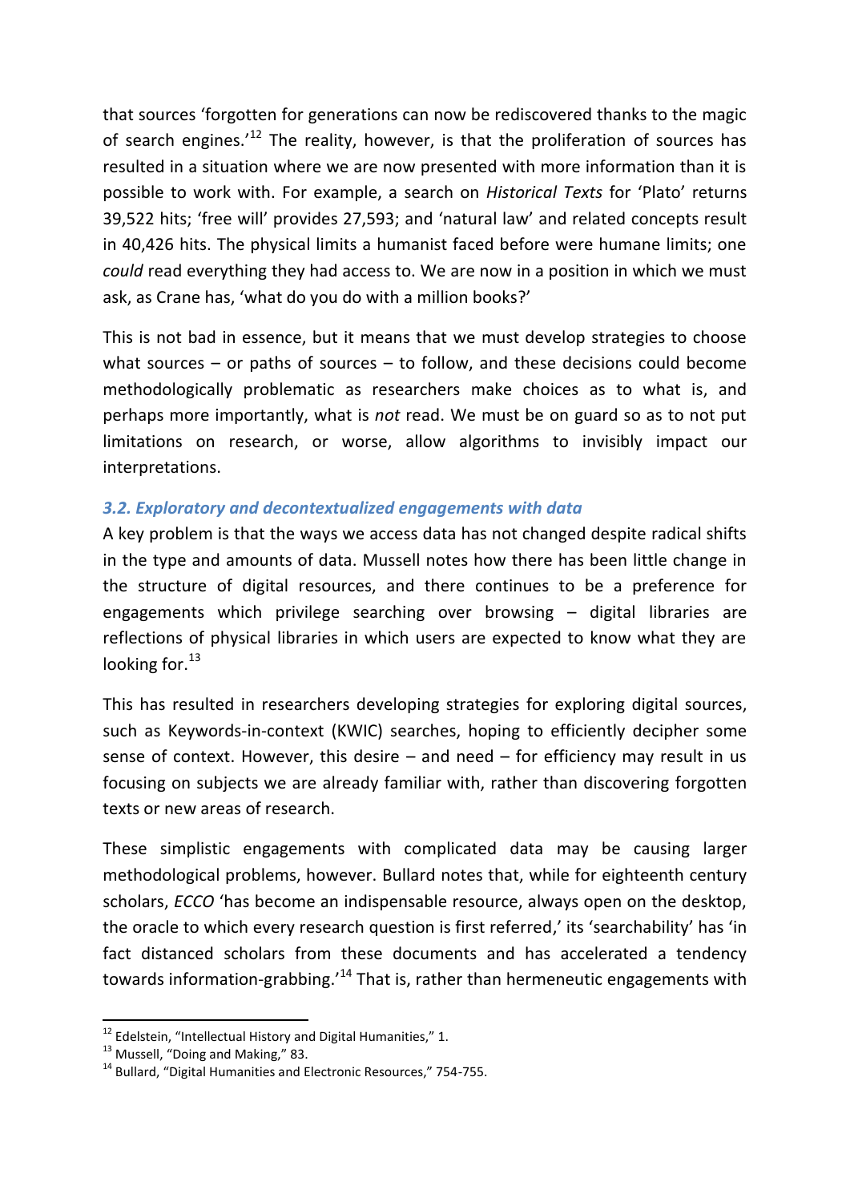that sources 'forgotten for generations can now be rediscovered thanks to the magic of search engines.'[12] The reality, however, is that the proliferation of sources has resulted in a situation where we are now presented with more information than it is possible to work with. For example, a search on *Historical Texts* for 'Plato' returns 39,522 hits; 'free will' provides 27,593; and 'natural law' and related concepts result in 40,426 hits. The physical limits a humanist faced before were humane limits; one *could* read everything they had access to. We are now in a position in which we must ask, as Crane has, 'what do you do with a million books?'

This is not bad in essence, but it means that we must develop strategies to choose what sources – or paths of sources – to follow, and these decisions could become methodologically problematic as researchers make choices as to what is, and perhaps more importantly, what is *not* read. We must be on guard so as to not put limitations on research, or worse, allow algorithms to invisibly impact our interpretations.

### *3.2. Exploratory and decontextualized engagements with data*

A key problem is that the ways we access data has not changed despite radical shifts in the type and amounts of data. Mussell notes how there has been little change in the structure of digital resources, and there continues to be a preference for engagements which privilege searching over browsing – digital libraries are reflections of physical libraries in which users are expected to know what they are looking for.[13]

This has resulted in researchers developing strategies for exploring digital sources, such as Keywords-in-context (KWIC) searches, hoping to efficiently decipher some sense of context. However, this desire – and need – for efficiency may result in us focusing on subjects we are already familiar with, rather than discovering forgotten texts or new areas of research.

These simplistic engagements with complicated data may be causing larger methodological problems, however. Bullard notes that, while for eighteenth century scholars, *ECCO* 'has become an indispensable resource, always open on the desktop, the oracle to which every research question is first referred,' its 'searchability' has 'in fact distanced scholars from these documents and has accelerated a tendency towards information-grabbing.'[14] That is, rather than hermeneutic engagements with

---

[12] Edelstein, "Intellectual History and Digital Humanities," 1.

[13] Mussell, "Doing and Making," 83.

[14] Bullard, "Digital Humanities and Electronic Resources," 754-755.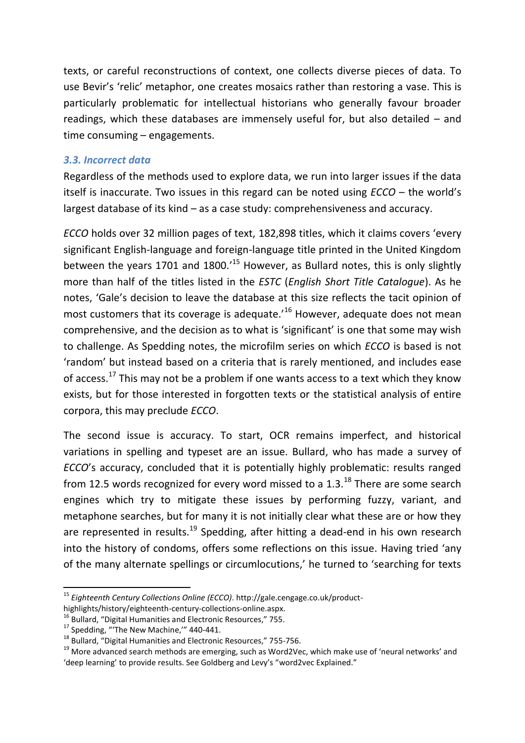texts, or careful reconstructions of context, one collects diverse pieces of data. To use Bevir's 'relic' metaphor, one creates mosaics rather than restoring a vase. This is particularly problematic for intellectual historians who generally favour broader readings, which these databases are immensely useful for, but also detailed – and time consuming – engagements.

### *3.3. Incorrect data*

Regardless of the methods used to explore data, we run into larger issues if the data itself is inaccurate. Two issues in this regard can be noted using *ECCO* – the world's largest database of its kind – as a case study: comprehensiveness and accuracy.

*ECCO* holds over 32 million pages of text, 182,898 titles, which it claims covers 'every significant English-language and foreign-language title printed in the United Kingdom between the years 1701 and 1800.'[15] However, as Bullard notes, this is only slightly more than half of the titles listed in the *ESTC* (*English Short Title Catalogue*). As he notes, 'Gale's decision to leave the database at this size reflects the tacit opinion of most customers that its coverage is adequate.'[16] However, adequate does not mean comprehensive, and the decision as to what is 'significant' is one that some may wish to challenge. As Spedding notes, the microfilm series on which *ECCO* is based is not 'random' but instead based on a criteria that is rarely mentioned, and includes ease of access.[17] This may not be a problem if one wants access to a text which they know exists, but for those interested in forgotten texts or the statistical analysis of entire corpora, this may preclude *ECCO*.

The second issue is accuracy. To start, OCR remains imperfect, and historical variations in spelling and typeset are an issue. Bullard, who has made a survey of *ECCO*'s accuracy, concluded that it is potentially highly problematic: results ranged from 12.5 words recognized for every word missed to a 1.3.[18] There are some search engines which try to mitigate these issues by performing fuzzy, variant, and metaphone searches, but for many it is not initially clear what these are or how they are represented in results.[19] Spedding, after hitting a dead-end in his own research into the history of condoms, offers some reflections on this issue. Having tried 'any of the many alternate spellings or circumlocutions,' he turned to 'searching for texts

---

[15] *Eighteenth Century Collections Online (ECCO)*. http://gale.cengage.co.uk/product-highlights/history/eighteenth-century-collections-online.aspx.

[16] Bullard, "Digital Humanities and Electronic Resources," 755.

[17] Spedding, "'The New Machine,'" 440-441.

[18] Bullard, "Digital Humanities and Electronic Resources," 755-756.

[19] More advanced search methods are emerging, such as Word2Vec, which make use of 'neural networks' and 'deep learning' to provide results. See Goldberg and Levy's "word2vec Explained."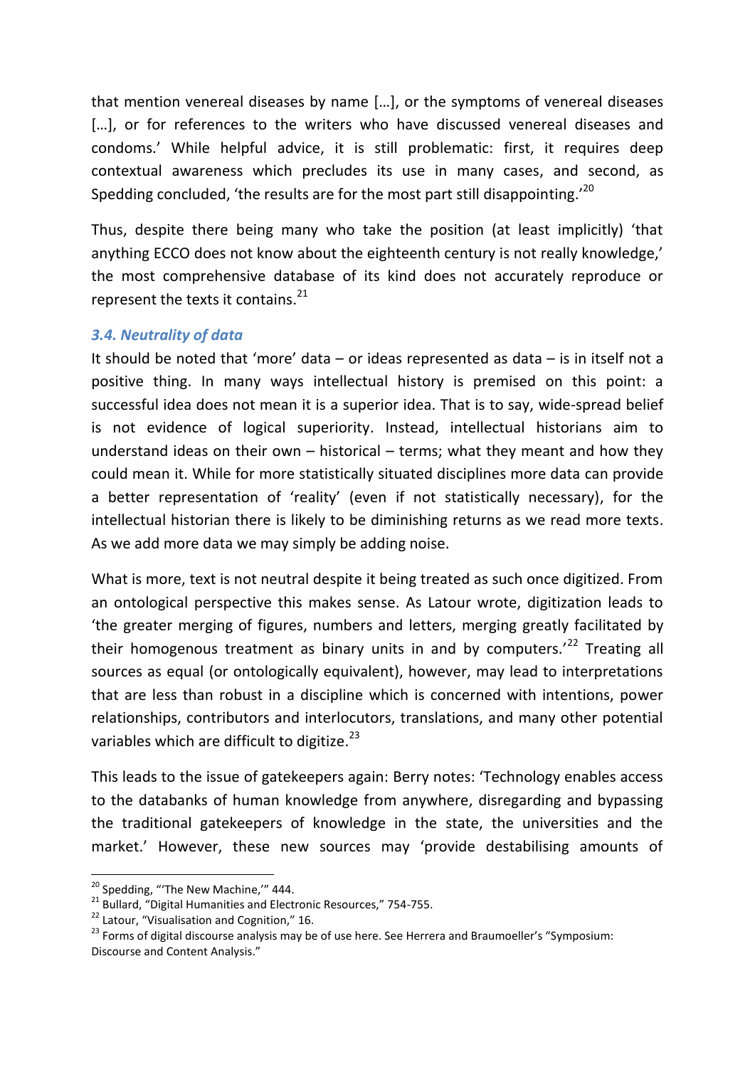that mention venereal diseases by name […], or the symptoms of venereal diseases […], or for references to the writers who have discussed venereal diseases and condoms.' While helpful advice, it is still problematic: first, it requires deep contextual awareness which precludes its use in many cases, and second, as Spedding concluded, 'the results are for the most part still disappointing.'[20]

Thus, despite there being many who take the position (at least implicitly) 'that anything ECCO does not know about the eighteenth century is not really knowledge,' the most comprehensive database of its kind does not accurately reproduce or represent the texts it contains.[21]

### *3.4. Neutrality of data*

It should be noted that 'more' data – or ideas represented as data – is in itself not a positive thing. In many ways intellectual history is premised on this point: a successful idea does not mean it is a superior idea. That is to say, wide-spread belief is not evidence of logical superiority. Instead, intellectual historians aim to understand ideas on their own – historical – terms; what they meant and how they could mean it. While for more statistically situated disciplines more data can provide a better representation of 'reality' (even if not statistically necessary), for the intellectual historian there is likely to be diminishing returns as we read more texts. As we add more data we may simply be adding noise.

What is more, text is not neutral despite it being treated as such once digitized. From an ontological perspective this makes sense. As Latour wrote, digitization leads to 'the greater merging of figures, numbers and letters, merging greatly facilitated by their homogenous treatment as binary units in and by computers.'[22] Treating all sources as equal (or ontologically equivalent), however, may lead to interpretations that are less than robust in a discipline which is concerned with intentions, power relationships, contributors and interlocutors, translations, and many other potential variables which are difficult to digitize.[23]

This leads to the issue of gatekeepers again: Berry notes: 'Technology enables access to the databanks of human knowledge from anywhere, disregarding and bypassing the traditional gatekeepers of knowledge in the state, the universities and the market.' However, these new sources may 'provide destabilising amounts of

---

[20] Spedding, "'The New Machine,'" 444.

[21] Bullard, "Digital Humanities and Electronic Resources," 754-755.

[22] Latour, "Visualisation and Cognition," 16.

[23] Forms of digital discourse analysis may be of use here. See Herrera and Braumoeller's "Symposium: Discourse and Content Analysis."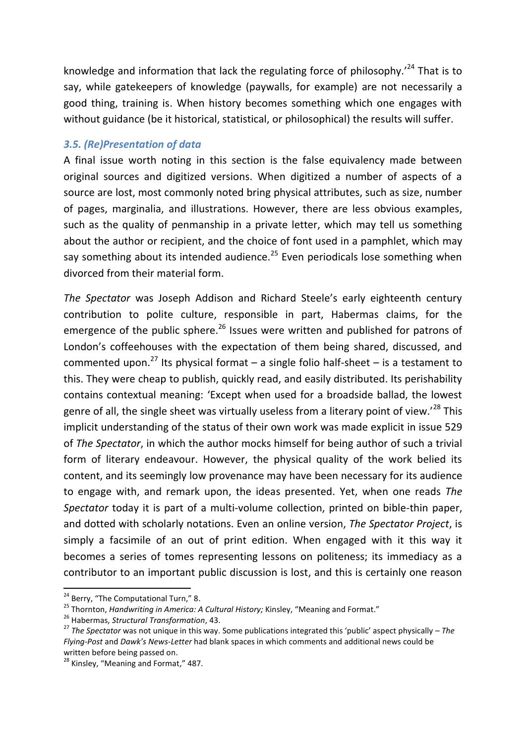knowledge and information that lack the regulating force of philosophy.'[24] That is to say, while gatekeepers of knowledge (paywalls, for example) are not necessarily a good thing, training is. When history becomes something which one engages with without guidance (be it historical, statistical, or philosophical) the results will suffer.

### *3.5. (Re)Presentation of data*

A final issue worth noting in this section is the false equivalency made between original sources and digitized versions. When digitized a number of aspects of a source are lost, most commonly noted bring physical attributes, such as size, number of pages, marginalia, and illustrations. However, there are less obvious examples, such as the quality of penmanship in a private letter, which may tell us something about the author or recipient, and the choice of font used in a pamphlet, which may say something about its intended audience.[25] Even periodicals lose something when divorced from their material form.

*The Spectator* was Joseph Addison and Richard Steele's early eighteenth century contribution to polite culture, responsible in part, Habermas claims, for the emergence of the public sphere.[26] Issues were written and published for patrons of London's coffeehouses with the expectation of them being shared, discussed, and commented upon.[27] Its physical format – a single folio half-sheet – is a testament to this. They were cheap to publish, quickly read, and easily distributed. Its perishability contains contextual meaning: 'Except when used for a broadside ballad, the lowest genre of all, the single sheet was virtually useless from a literary point of view.'[28] This implicit understanding of the status of their own work was made explicit in issue 529 of *The Spectator*, in which the author mocks himself for being author of such a trivial form of literary endeavour. However, the physical quality of the work belied its content, and its seemingly low provenance may have been necessary for its audience to engage with, and remark upon, the ideas presented. Yet, when one reads *The Spectator* today it is part of a multi-volume collection, printed on bible-thin paper, and dotted with scholarly notations. Even an online version, *The Spectator Project*, is simply a facsimile of an out of print edition. When engaged with it this way it becomes a series of tomes representing lessons on politeness; its immediacy as a contributor to an important public discussion is lost, and this is certainly one reason

---

[24] Berry, "The Computational Turn," 8.

[25] Thornton, *Handwriting in America: A Cultural History;* Kinsley, "Meaning and Format."

[26] Habermas, *Structural Transformation*, 43.

[27] *The Spectator* was not unique in this way. Some publications integrated this 'public' aspect physically – *The Flying-Post* and *Dawk's News-Letter* had blank spaces in which comments and additional news could be written before being passed on.

[28] Kinsley, "Meaning and Format," 487.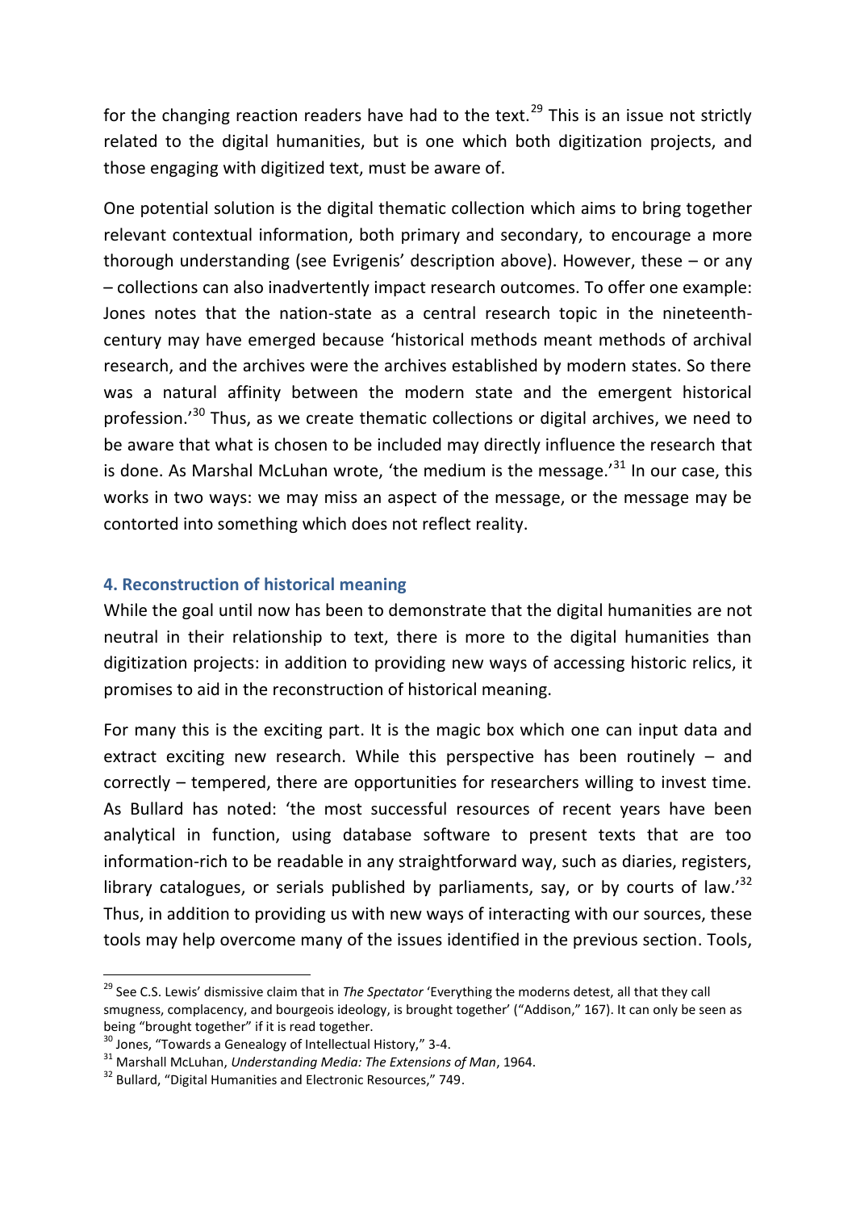for the changing reaction readers have had to the text.[29] This is an issue not strictly related to the digital humanities, but is one which both digitization projects, and those engaging with digitized text, must be aware of.

One potential solution is the digital thematic collection which aims to bring together relevant contextual information, both primary and secondary, to encourage a more thorough understanding (see Evrigenis' description above). However, these – or any – collections can also inadvertently impact research outcomes. To offer one example: Jones notes that the nation-state as a central research topic in the nineteenth-century may have emerged because 'historical methods meant methods of archival research, and the archives were the archives established by modern states. So there was a natural affinity between the modern state and the emergent historical profession.'[30] Thus, as we create thematic collections or digital archives, we need to be aware that what is chosen to be included may directly influence the research that is done. As Marshal McLuhan wrote, 'the medium is the message.'[31] In our case, this works in two ways: we may miss an aspect of the message, or the message may be contorted into something which does not reflect reality.

## 4. Reconstruction of historical meaning

While the goal until now has been to demonstrate that the digital humanities are not neutral in their relationship to text, there is more to the digital humanities than digitization projects: in addition to providing new ways of accessing historic relics, it promises to aid in the reconstruction of historical meaning.

For many this is the exciting part. It is the magic box which one can input data and extract exciting new research. While this perspective has been routinely – and correctly – tempered, there are opportunities for researchers willing to invest time. As Bullard has noted: 'the most successful resources of recent years have been analytical in function, using database software to present texts that are too information-rich to be readable in any straightforward way, such as diaries, registers, library catalogues, or serials published by parliaments, say, or by courts of law.'[32] Thus, in addition to providing us with new ways of interacting with our sources, these tools may help overcome many of the issues identified in the previous section. Tools,

---

[29] See C.S. Lewis' dismissive claim that in *The Spectator* 'Everything the moderns detest, all that they call smugness, complacency, and bourgeois ideology, is brought together' ("Addison," 167). It can only be seen as being "brought together" if it is read together.

[30] Jones, "Towards a Genealogy of Intellectual History," 3-4.

[31] Marshall McLuhan, *Understanding Media: The Extensions of Man*, 1964.

[32] Bullard, "Digital Humanities and Electronic Resources," 749.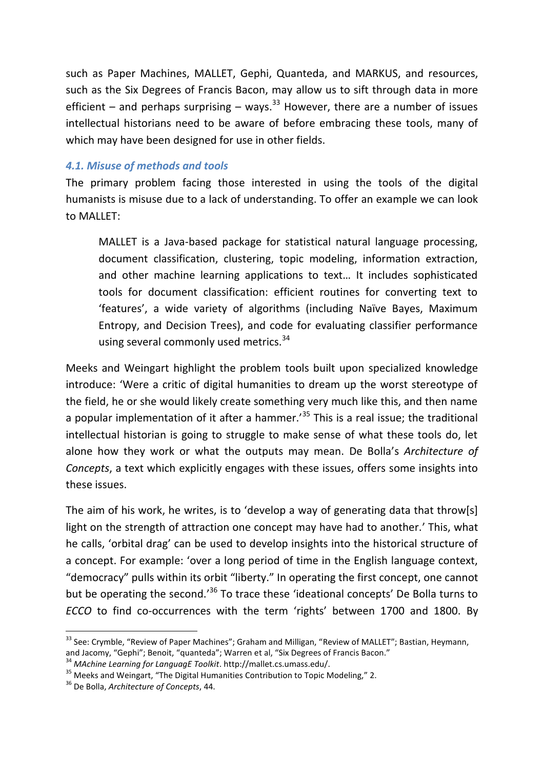such as Paper Machines, MALLET, Gephi, Quanteda, and MARKUS, and resources, such as the Six Degrees of Francis Bacon, may allow us to sift through data in more efficient – and perhaps surprising – ways.[33] However, there are a number of issues intellectual historians need to be aware of before embracing these tools, many of which may have been designed for use in other fields.

### *4.1. Misuse of methods and tools*

The primary problem facing those interested in using the tools of the digital humanists is misuse due to a lack of understanding. To offer an example we can look to MALLET:

> MALLET is a Java-based package for statistical natural language processing, document classification, clustering, topic modeling, information extraction, and other machine learning applications to text… It includes sophisticated tools for document classification: efficient routines for converting text to 'features', a wide variety of algorithms (including Naïve Bayes, Maximum Entropy, and Decision Trees), and code for evaluating classifier performance using several commonly used metrics.[34]

Meeks and Weingart highlight the problem tools built upon specialized knowledge introduce: 'Were a critic of digital humanities to dream up the worst stereotype of the field, he or she would likely create something very much like this, and then name a popular implementation of it after a hammer.'[35] This is a real issue; the traditional intellectual historian is going to struggle to make sense of what these tools do, let alone how they work or what the outputs may mean. De Bolla's *Architecture of Concepts*, a text which explicitly engages with these issues, offers some insights into these issues.

The aim of his work, he writes, is to 'develop a way of generating data that throw[s] light on the strength of attraction one concept may have had to another.' This, what he calls, 'orbital drag' can be used to develop insights into the historical structure of a concept. For example: 'over a long period of time in the English language context, "democracy" pulls within its orbit "liberty." In operating the first concept, one cannot but be operating the second.'[36] To trace these 'ideational concepts' De Bolla turns to *ECCO* to find co-occurrences with the term 'rights' between 1700 and 1800. By

---

[33] See: Crymble, "Review of Paper Machines"; Graham and Milligan, "Review of MALLET"; Bastian, Heymann, and Jacomy, "Gephi"; Benoit, "quanteda"; Warren et al, "Six Degrees of Francis Bacon."

[34] *MAchine Learning for LanguagE Toolkit*. http://mallet.cs.umass.edu/.

[35] Meeks and Weingart, "The Digital Humanities Contribution to Topic Modeling," 2.

[36] De Bolla, *Architecture of Concepts*, 44.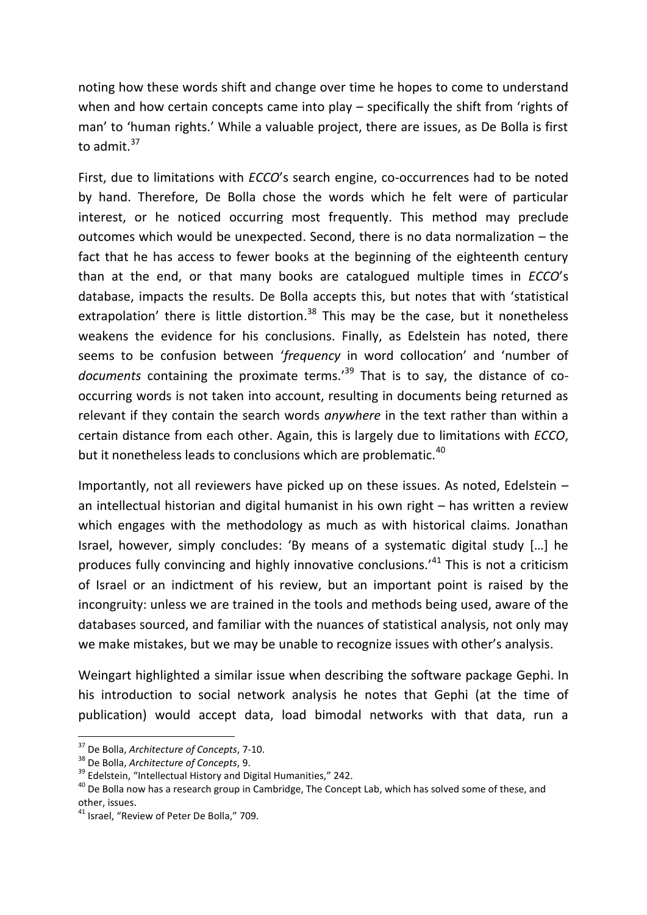noting how these words shift and change over time he hopes to come to understand when and how certain concepts came into play – specifically the shift from 'rights of man' to 'human rights.' While a valuable project, there are issues, as De Bolla is first to admit.[37]

First, due to limitations with *ECCO*'s search engine, co-occurrences had to be noted by hand. Therefore, De Bolla chose the words which he felt were of particular interest, or he noticed occurring most frequently. This method may preclude outcomes which would be unexpected. Second, there is no data normalization – the fact that he has access to fewer books at the beginning of the eighteenth century than at the end, or that many books are catalogued multiple times in *ECCO*'s database, impacts the results. De Bolla accepts this, but notes that with 'statistical extrapolation' there is little distortion.[38] This may be the case, but it nonetheless weakens the evidence for his conclusions. Finally, as Edelstein has noted, there seems to be confusion between '*frequency* in word collocation' and 'number of *documents* containing the proximate terms.'[39] That is to say, the distance of co-occurring words is not taken into account, resulting in documents being returned as relevant if they contain the search words *anywhere* in the text rather than within a certain distance from each other. Again, this is largely due to limitations with *ECCO*, but it nonetheless leads to conclusions which are problematic.[40]

Importantly, not all reviewers have picked up on these issues. As noted, Edelstein – an intellectual historian and digital humanist in his own right – has written a review which engages with the methodology as much as with historical claims. Jonathan Israel, however, simply concludes: 'By means of a systematic digital study […] he produces fully convincing and highly innovative conclusions.'[41] This is not a criticism of Israel or an indictment of his review, but an important point is raised by the incongruity: unless we are trained in the tools and methods being used, aware of the databases sourced, and familiar with the nuances of statistical analysis, not only may we make mistakes, but we may be unable to recognize issues with other's analysis.

Weingart highlighted a similar issue when describing the software package Gephi. In his introduction to social network analysis he notes that Gephi (at the time of publication) would accept data, load bimodal networks with that data, run a

---

[37] De Bolla, *Architecture of Concepts*, 7-10.

[38] De Bolla, *Architecture of Concepts*, 9.

[39] Edelstein, "Intellectual History and Digital Humanities," 242.

[40] De Bolla now has a research group in Cambridge, The Concept Lab, which has solved some of these, and other, issues.

[41] Israel, "Review of Peter De Bolla," 709.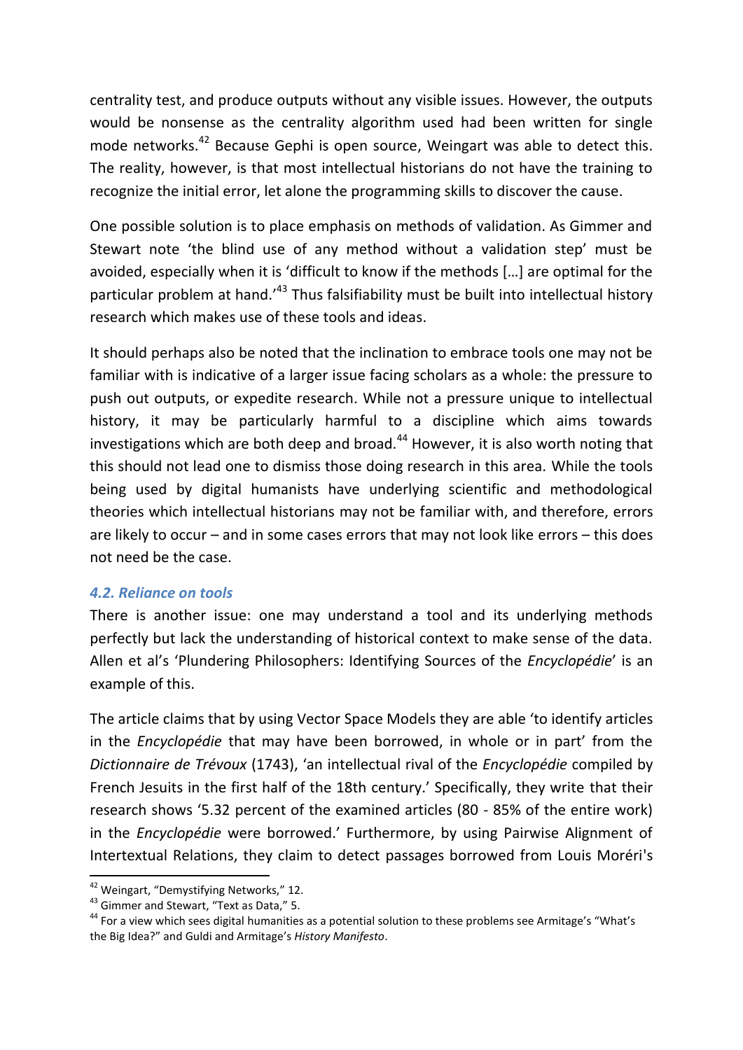centrality test, and produce outputs without any visible issues. However, the outputs would be nonsense as the centrality algorithm used had been written for single mode networks.[42] Because Gephi is open source, Weingart was able to detect this. The reality, however, is that most intellectual historians do not have the training to recognize the initial error, let alone the programming skills to discover the cause.

One possible solution is to place emphasis on methods of validation. As Gimmer and Stewart note 'the blind use of any method without a validation step' must be avoided, especially when it is 'difficult to know if the methods […] are optimal for the particular problem at hand.'[43] Thus falsifiability must be built into intellectual history research which makes use of these tools and ideas.

It should perhaps also be noted that the inclination to embrace tools one may not be familiar with is indicative of a larger issue facing scholars as a whole: the pressure to push out outputs, or expedite research. While not a pressure unique to intellectual history, it may be particularly harmful to a discipline which aims towards investigations which are both deep and broad.[44] However, it is also worth noting that this should not lead one to dismiss those doing research in this area. While the tools being used by digital humanists have underlying scientific and methodological theories which intellectual historians may not be familiar with, and therefore, errors are likely to occur – and in some cases errors that may not look like errors – this does not need be the case.

### *4.2. Reliance on tools*

There is another issue: one may understand a tool and its underlying methods perfectly but lack the understanding of historical context to make sense of the data. Allen et al's 'Plundering Philosophers: Identifying Sources of the *Encyclopédie*' is an example of this.

The article claims that by using Vector Space Models they are able 'to identify articles in the *Encyclopédie* that may have been borrowed, in whole or in part' from the *Dictionnaire de Trévoux* (1743), 'an intellectual rival of the *Encyclopédie* compiled by French Jesuits in the first half of the 18th century.' Specifically, they write that their research shows '5.32 percent of the examined articles (80 - 85% of the entire work) in the *Encyclopédie* were borrowed.' Furthermore, by using Pairwise Alignment of Intertextual Relations, they claim to detect passages borrowed from Louis Moréri's

---

[42] Weingart, "Demystifying Networks," 12.

[43] Gimmer and Stewart, "Text as Data," 5.

[44] For a view which sees digital humanities as a potential solution to these problems see Armitage's "What's the Big Idea?" and Guldi and Armitage's *History Manifesto*.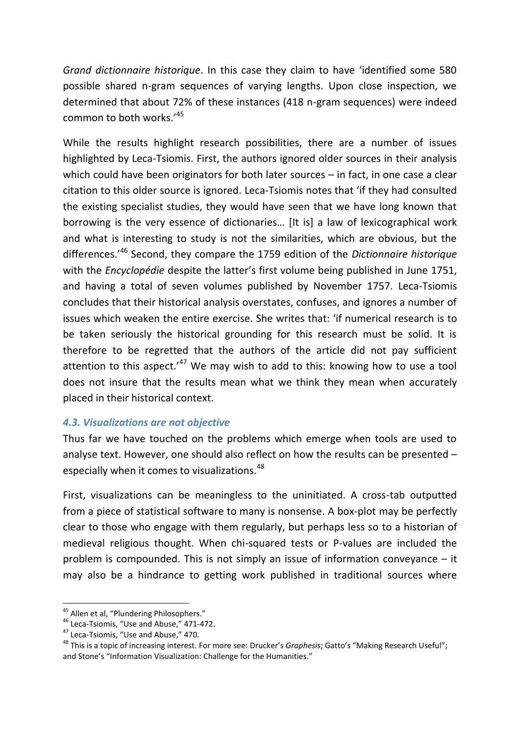*Grand dictionnaire historique*. In this case they claim to have 'identified some 580 possible shared n-gram sequences of varying lengths. Upon close inspection, we determined that about 72% of these instances (418 n-gram sequences) were indeed common to both works.'[45]

While the results highlight research possibilities, there are a number of issues highlighted by Leca-Tsiomis. First, the authors ignored older sources in their analysis which could have been originators for both later sources – in fact, in one case a clear citation to this older source is ignored. Leca-Tsiomis notes that 'if they had consulted the existing specialist studies, they would have seen that we have long known that borrowing is the very essence of dictionaries… [It is] a law of lexicographical work and what is interesting to study is not the similarities, which are obvious, but the differences.'[46] Second, they compare the 1759 edition of the *Dictionnaire historique* with the *Encyclopédie* despite the latter's first volume being published in June 1751, and having a total of seven volumes published by November 1757. Leca-Tsiomis concludes that their historical analysis overstates, confuses, and ignores a number of issues which weaken the entire exercise. She writes that: 'if numerical research is to be taken seriously the historical grounding for this research must be solid. It is therefore to be regretted that the authors of the article did not pay sufficient attention to this aspect.'[47] We may wish to add to this: knowing how to use a tool does not insure that the results mean what we think they mean when accurately placed in their historical context.

### *4.3. Visualizations are not objective*

Thus far we have touched on the problems which emerge when tools are used to analyse text. However, one should also reflect on how the results can be presented – especially when it comes to visualizations.[48]

First, visualizations can be meaningless to the uninitiated. A cross-tab outputted from a piece of statistical software to many is nonsense. A box-plot may be perfectly clear to those who engage with them regularly, but perhaps less so to a historian of medieval religious thought. When chi-squared tests or P-values are included the problem is compounded. This is not simply an issue of information conveyance – it may also be a hindrance to getting work published in traditional sources where

---

[45] Allen et al, "Plundering Philosophers."

[46] Leca-Tsiomis, "Use and Abuse," 471-472.

[47] Leca-Tsiomis, "Use and Abuse," 470.

[48] This is a topic of increasing interest. For more see: Drucker's *Graphesis*; Gatto's "Making Research Useful"; and Stone's "Information Visualization: Challenge for the Humanities."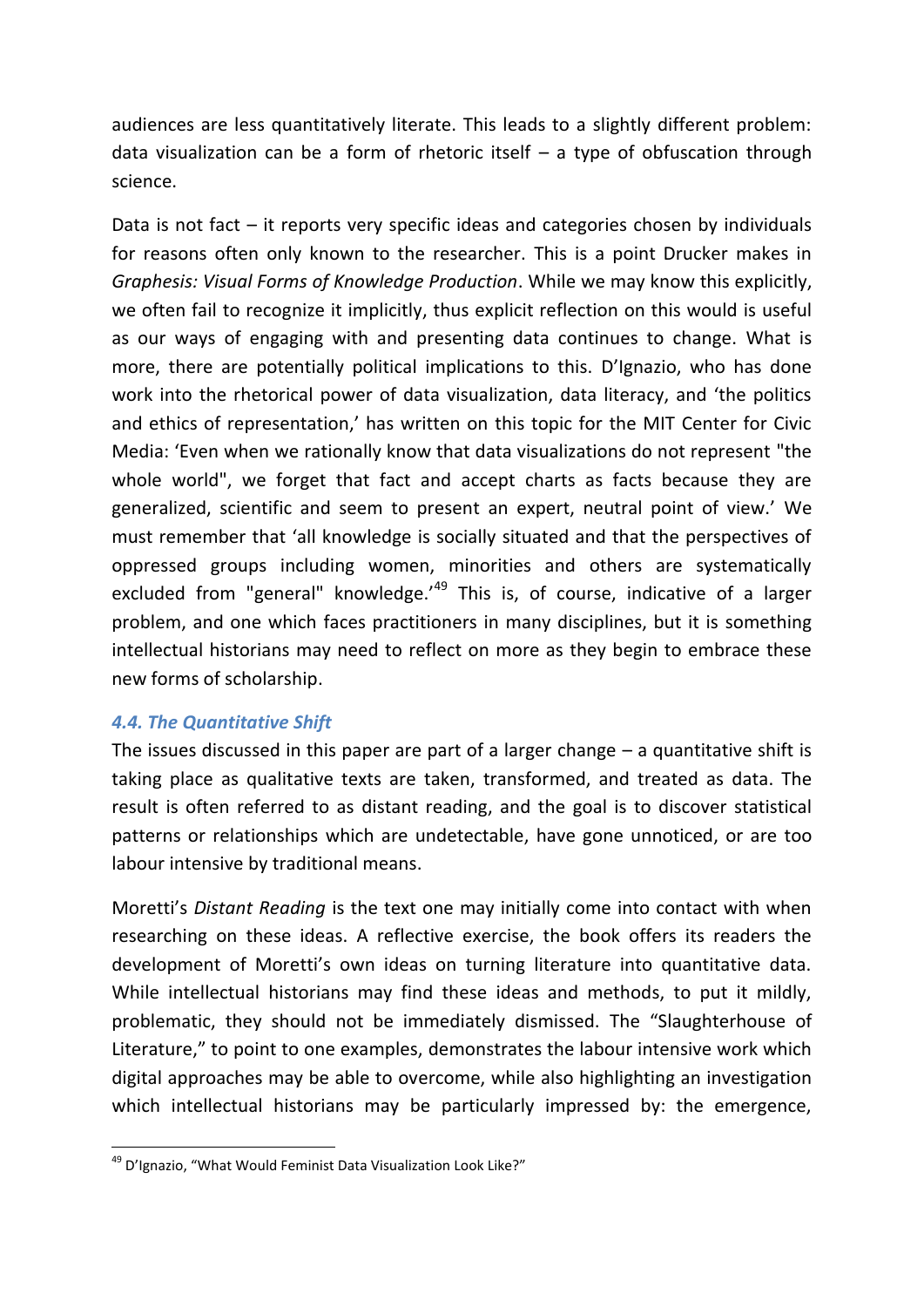audiences are less quantitatively literate. This leads to a slightly different problem: data visualization can be a form of rhetoric itself – a type of obfuscation through science.

Data is not fact – it reports very specific ideas and categories chosen by individuals for reasons often only known to the researcher. This is a point Drucker makes in *Graphesis: Visual Forms of Knowledge Production*. While we may know this explicitly, we often fail to recognize it implicitly, thus explicit reflection on this would is useful as our ways of engaging with and presenting data continues to change. What is more, there are potentially political implications to this. D'Ignazio, who has done work into the rhetorical power of data visualization, data literacy, and 'the politics and ethics of representation,' has written on this topic for the MIT Center for Civic Media: 'Even when we rationally know that data visualizations do not represent "the whole world", we forget that fact and accept charts as facts because they are generalized, scientific and seem to present an expert, neutral point of view.' We must remember that 'all knowledge is socially situated and that the perspectives of oppressed groups including women, minorities and others are systematically excluded from "general" knowledge.'[49] This is, of course, indicative of a larger problem, and one which faces practitioners in many disciplines, but it is something intellectual historians may need to reflect on more as they begin to embrace these new forms of scholarship.

### 4.4. The Quantitative Shift

The issues discussed in this paper are part of a larger change – a quantitative shift is taking place as qualitative texts are taken, transformed, and treated as data. The result is often referred to as distant reading, and the goal is to discover statistical patterns or relationships which are undetectable, have gone unnoticed, or are too labour intensive by traditional means.

Moretti's *Distant Reading* is the text one may initially come into contact with when researching on these ideas. A reflective exercise, the book offers its readers the development of Moretti's own ideas on turning literature into quantitative data. While intellectual historians may find these ideas and methods, to put it mildly, problematic, they should not be immediately dismissed. The "Slaughterhouse of Literature," to point to one examples, demonstrates the labour intensive work which digital approaches may be able to overcome, while also highlighting an investigation which intellectual historians may be particularly impressed by: the emergence,

[49] D'Ignazio, "What Would Feminist Data Visualization Look Like?"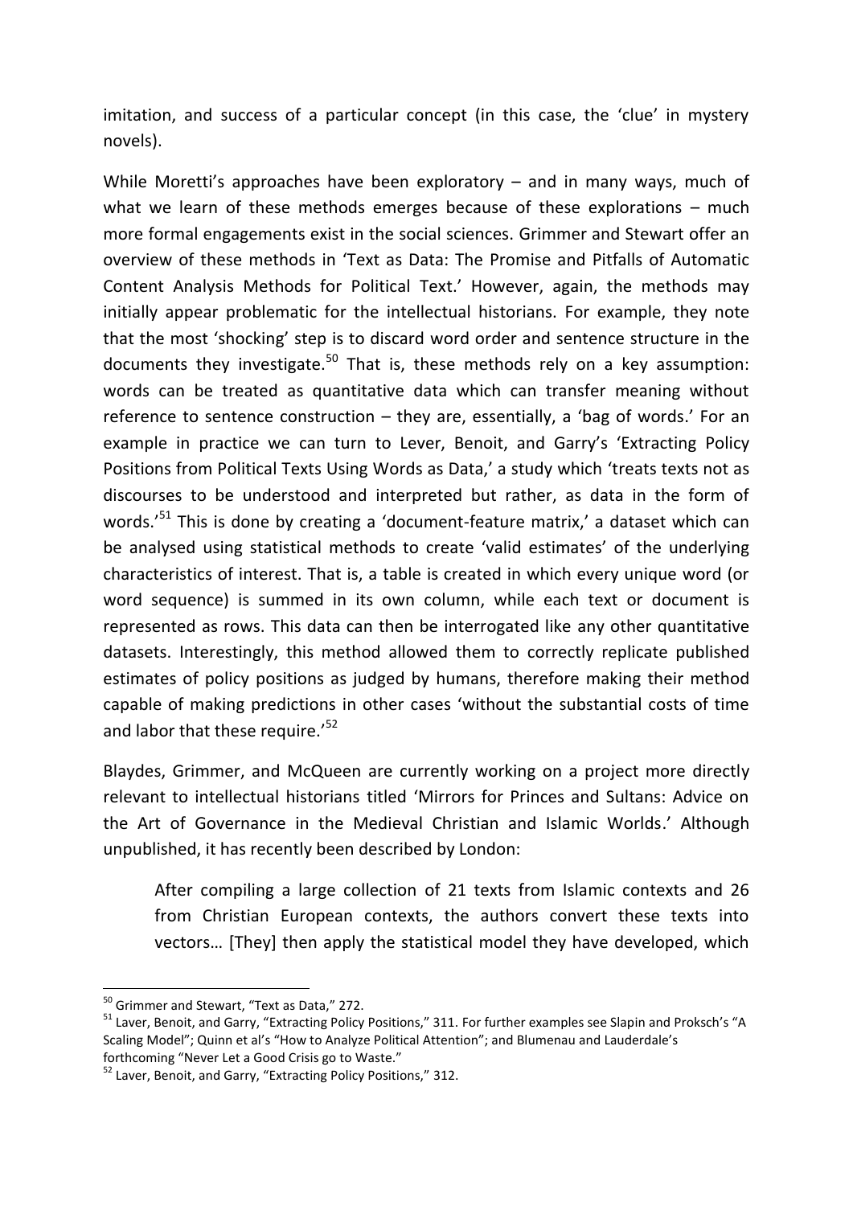imitation, and success of a particular concept (in this case, the 'clue' in mystery novels).

While Moretti's approaches have been exploratory – and in many ways, much of what we learn of these methods emerges because of these explorations – much more formal engagements exist in the social sciences. Grimmer and Stewart offer an overview of these methods in 'Text as Data: The Promise and Pitfalls of Automatic Content Analysis Methods for Political Text.' However, again, the methods may initially appear problematic for the intellectual historians. For example, they note that the most 'shocking' step is to discard word order and sentence structure in the documents they investigate.[50] That is, these methods rely on a key assumption: words can be treated as quantitative data which can transfer meaning without reference to sentence construction – they are, essentially, a 'bag of words.' For an example in practice we can turn to Lever, Benoit, and Garry's 'Extracting Policy Positions from Political Texts Using Words as Data,' a study which 'treats texts not as discourses to be understood and interpreted but rather, as data in the form of words.'[51] This is done by creating a 'document-feature matrix,' a dataset which can be analysed using statistical methods to create 'valid estimates' of the underlying characteristics of interest. That is, a table is created in which every unique word (or word sequence) is summed in its own column, while each text or document is represented as rows. This data can then be interrogated like any other quantitative datasets. Interestingly, this method allowed them to correctly replicate published estimates of policy positions as judged by humans, therefore making their method capable of making predictions in other cases 'without the substantial costs of time and labor that these require.'[52]

Blaydes, Grimmer, and McQueen are currently working on a project more directly relevant to intellectual historians titled 'Mirrors for Princes and Sultans: Advice on the Art of Governance in the Medieval Christian and Islamic Worlds.' Although unpublished, it has recently been described by London:

> After compiling a large collection of 21 texts from Islamic contexts and 26 from Christian European contexts, the authors convert these texts into vectors… [They] then apply the statistical model they have developed, which

---

[50] Grimmer and Stewart, "Text as Data," 272.

[51] Laver, Benoit, and Garry, "Extracting Policy Positions," 311. For further examples see Slapin and Proksch's "A Scaling Model"; Quinn et al's "How to Analyze Political Attention"; and Blumenau and Lauderdale's forthcoming "Never Let a Good Crisis go to Waste."

[52] Laver, Benoit, and Garry, "Extracting Policy Positions," 312.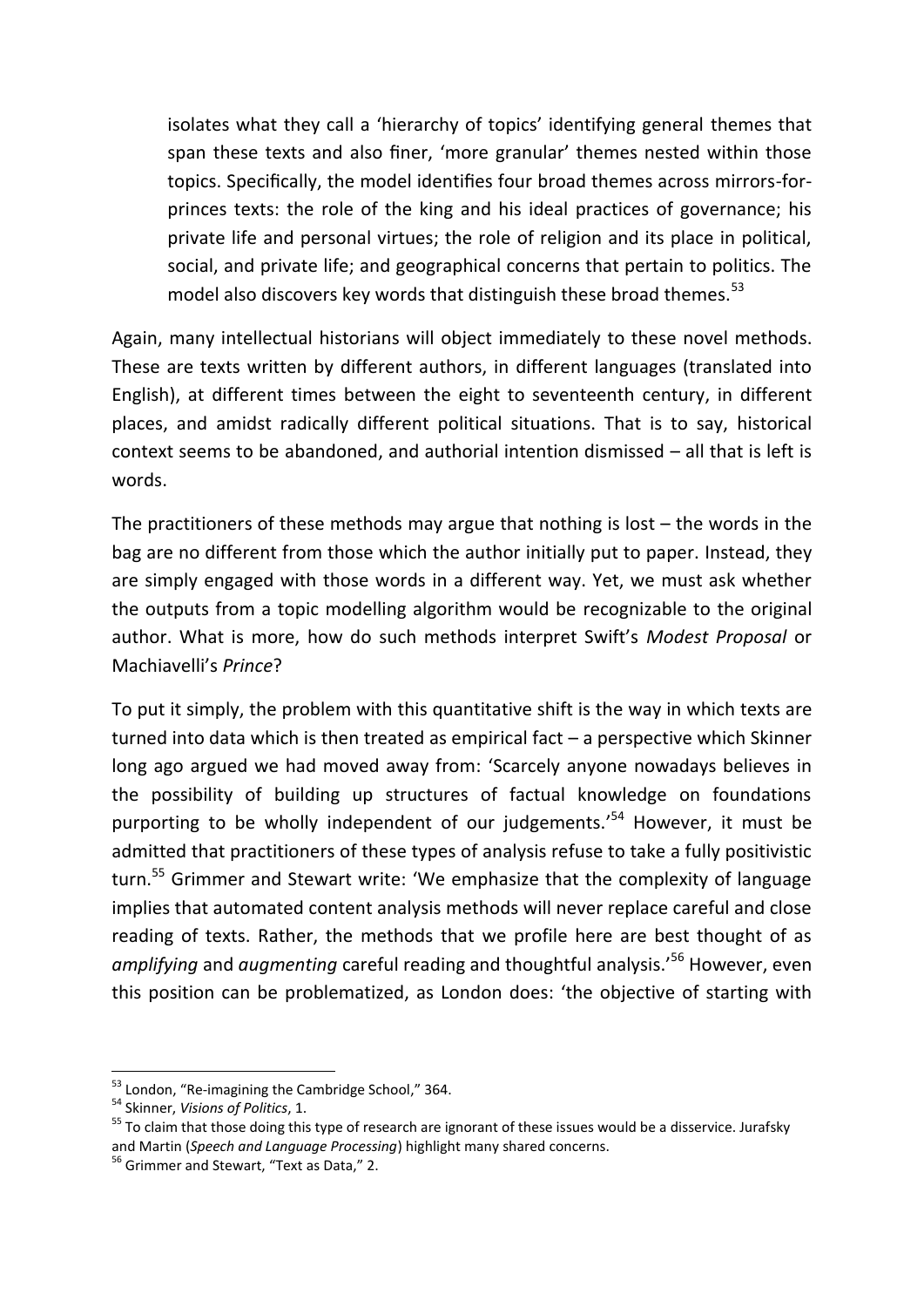> isolates what they call a 'hierarchy of topics' identifying general themes that span these texts and also finer, 'more granular' themes nested within those topics. Specifically, the model identifies four broad themes across mirrors-for-princes texts: the role of the king and his ideal practices of governance; his private life and personal virtues; the role of religion and its place in political, social, and private life; and geographical concerns that pertain to politics. The model also discovers key words that distinguish these broad themes.[53]

Again, many intellectual historians will object immediately to these novel methods. These are texts written by different authors, in different languages (translated into English), at different times between the eight to seventeenth century, in different places, and amidst radically different political situations. That is to say, historical context seems to be abandoned, and authorial intention dismissed – all that is left is words.

The practitioners of these methods may argue that nothing is lost – the words in the bag are no different from those which the author initially put to paper. Instead, they are simply engaged with those words in a different way. Yet, we must ask whether the outputs from a topic modelling algorithm would be recognizable to the original author. What is more, how do such methods interpret Swift's *Modest Proposal* or Machiavelli's *Prince*?

To put it simply, the problem with this quantitative shift is the way in which texts are turned into data which is then treated as empirical fact – a perspective which Skinner long ago argued we had moved away from: 'Scarcely anyone nowadays believes in the possibility of building up structures of factual knowledge on foundations purporting to be wholly independent of our judgements.'[54] However, it must be admitted that practitioners of these types of analysis refuse to take a fully positivistic turn.[55] Grimmer and Stewart write: 'We emphasize that the complexity of language implies that automated content analysis methods will never replace careful and close reading of texts. Rather, the methods that we profile here are best thought of as *amplifying* and *augmenting* careful reading and thoughtful analysis.'[56] However, even this position can be problematized, as London does: 'the objective of starting with

---

[53] London, "Re-imagining the Cambridge School," 364.

[54] Skinner, *Visions of Politics*, 1.

[55] To claim that those doing this type of research are ignorant of these issues would be a disservice. Jurafsky and Martin (*Speech and Language Processing*) highlight many shared concerns.

[56] Grimmer and Stewart, "Text as Data," 2.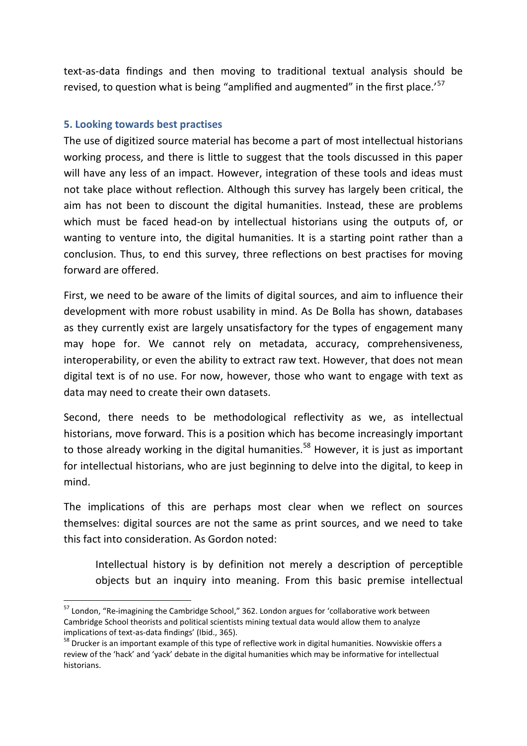text-as-data findings and then moving to traditional textual analysis should be revised, to question what is being "amplified and augmented" in the first place.'[57]

### 5. Looking towards best practises

The use of digitized source material has become a part of most intellectual historians working process, and there is little to suggest that the tools discussed in this paper will have any less of an impact. However, integration of these tools and ideas must not take place without reflection. Although this survey has largely been critical, the aim has not been to discount the digital humanities. Instead, these are problems which must be faced head-on by intellectual historians using the outputs of, or wanting to venture into, the digital humanities. It is a starting point rather than a conclusion. Thus, to end this survey, three reflections on best practises for moving forward are offered.

First, we need to be aware of the limits of digital sources, and aim to influence their development with more robust usability in mind. As De Bolla has shown, databases as they currently exist are largely unsatisfactory for the types of engagement many may hope for. We cannot rely on metadata, accuracy, comprehensiveness, interoperability, or even the ability to extract raw text. However, that does not mean digital text is of no use. For now, however, those who want to engage with text as data may need to create their own datasets.

Second, there needs to be methodological reflectivity as we, as intellectual historians, move forward. This is a position which has become increasingly important to those already working in the digital humanities.[58] However, it is just as important for intellectual historians, who are just beginning to delve into the digital, to keep in mind.

The implications of this are perhaps most clear when we reflect on sources themselves: digital sources are not the same as print sources, and we need to take this fact into consideration. As Gordon noted:

> Intellectual history is by definition not merely a description of perceptible objects but an inquiry into meaning. From this basic premise intellectual

---

[57] London, "Re-imagining the Cambridge School," 362. London argues for 'collaborative work between Cambridge School theorists and political scientists mining textual data would allow them to analyze implications of text-as-data findings' (Ibid., 365).

[58] Drucker is an important example of this type of reflective work in digital humanities. Nowviskie offers a review of the 'hack' and 'yack' debate in the digital humanities which may be informative for intellectual historians.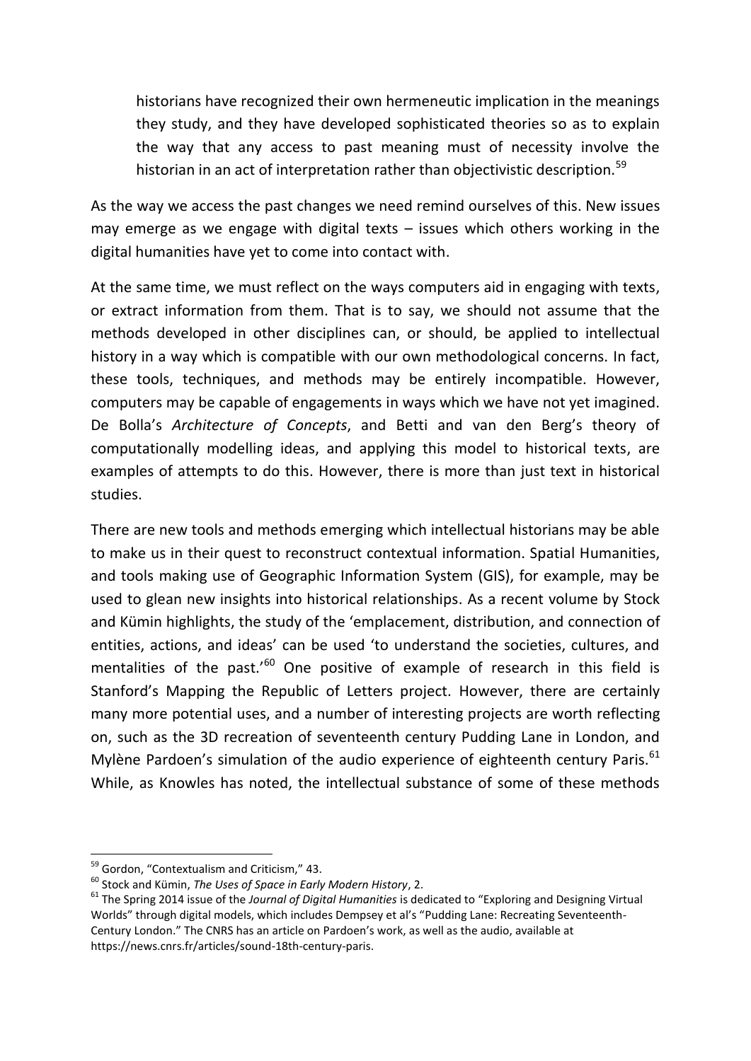> historians have recognized their own hermeneutic implication in the meanings they study, and they have developed sophisticated theories so as to explain the way that any access to past meaning must of necessity involve the historian in an act of interpretation rather than objectivistic description.[59]

As the way we access the past changes we need remind ourselves of this. New issues may emerge as we engage with digital texts – issues which others working in the digital humanities have yet to come into contact with.

At the same time, we must reflect on the ways computers aid in engaging with texts, or extract information from them. That is to say, we should not assume that the methods developed in other disciplines can, or should, be applied to intellectual history in a way which is compatible with our own methodological concerns. In fact, these tools, techniques, and methods may be entirely incompatible. However, computers may be capable of engagements in ways which we have not yet imagined. De Bolla's *Architecture of Concepts*, and Betti and van den Berg's theory of computationally modelling ideas, and applying this model to historical texts, are examples of attempts to do this. However, there is more than just text in historical studies.

There are new tools and methods emerging which intellectual historians may be able to make us in their quest to reconstruct contextual information. Spatial Humanities, and tools making use of Geographic Information System (GIS), for example, may be used to glean new insights into historical relationships. As a recent volume by Stock and Kümin highlights, the study of the 'emplacement, distribution, and connection of entities, actions, and ideas' can be used 'to understand the societies, cultures, and mentalities of the past.'[60] One positive of example of research in this field is Stanford's Mapping the Republic of Letters project. However, there are certainly many more potential uses, and a number of interesting projects are worth reflecting on, such as the 3D recreation of seventeenth century Pudding Lane in London, and Mylène Pardoen's simulation of the audio experience of eighteenth century Paris.[61] While, as Knowles has noted, the intellectual substance of some of these methods

---

[59] Gordon, "Contextualism and Criticism," 43.

[60] Stock and Kümin, *The Uses of Space in Early Modern History*, 2.

[61] The Spring 2014 issue of the *Journal of Digital Humanities* is dedicated to "Exploring and Designing Virtual Worlds" through digital models, which includes Dempsey et al's "Pudding Lane: Recreating Seventeenth-Century London." The CNRS has an article on Pardoen's work, as well as the audio, available at https://news.cnrs.fr/articles/sound-18th-century-paris.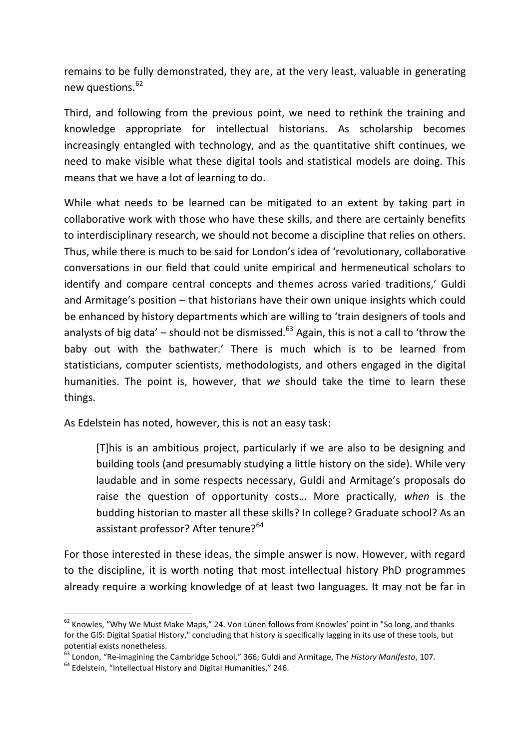remains to be fully demonstrated, they are, at the very least, valuable in generating new questions.[62]

Third, and following from the previous point, we need to rethink the training and knowledge appropriate for intellectual historians. As scholarship becomes increasingly entangled with technology, and as the quantitative shift continues, we need to make visible what these digital tools and statistical models are doing. This means that we have a lot of learning to do.

While what needs to be learned can be mitigated to an extent by taking part in collaborative work with those who have these skills, and there are certainly benefits to interdisciplinary research, we should not become a discipline that relies on others. Thus, while there is much to be said for London's idea of 'revolutionary, collaborative conversations in our field that could unite empirical and hermeneutical scholars to identify and compare central concepts and themes across varied traditions,' Guldi and Armitage's position – that historians have their own unique insights which could be enhanced by history departments which are willing to 'train designers of tools and analysts of big data' – should not be dismissed.[63] Again, this is not a call to 'throw the baby out with the bathwater.' There is much which is to be learned from statisticians, computer scientists, methodologists, and others engaged in the digital humanities. The point is, however, that *we* should take the time to learn these things.

As Edelstein has noted, however, this is not an easy task:

> [T]his is an ambitious project, particularly if we are also to be designing and building tools (and presumably studying a little history on the side). While very laudable and in some respects necessary, Guldi and Armitage's proposals do raise the question of opportunity costs… More practically, *when* is the budding historian to master all these skills? In college? Graduate school? As an assistant professor? After tenure?[64]

For those interested in these ideas, the simple answer is now. However, with regard to the discipline, it is worth noting that most intellectual history PhD programmes already require a working knowledge of at least two languages. It may not be far in

---

[62] Knowles, "Why We Must Make Maps," 24. Von Lünen follows from Knowles' point in "So long, and thanks for the GIS: Digital Spatial History," concluding that history is specifically lagging in its use of these tools, but potential exists nonetheless.

[63] London, "Re-imagining the Cambridge School," 366; Guldi and Armitage, The *History Manifesto*, 107.

[64] Edelstein, "Intellectual History and Digital Humanities," 246.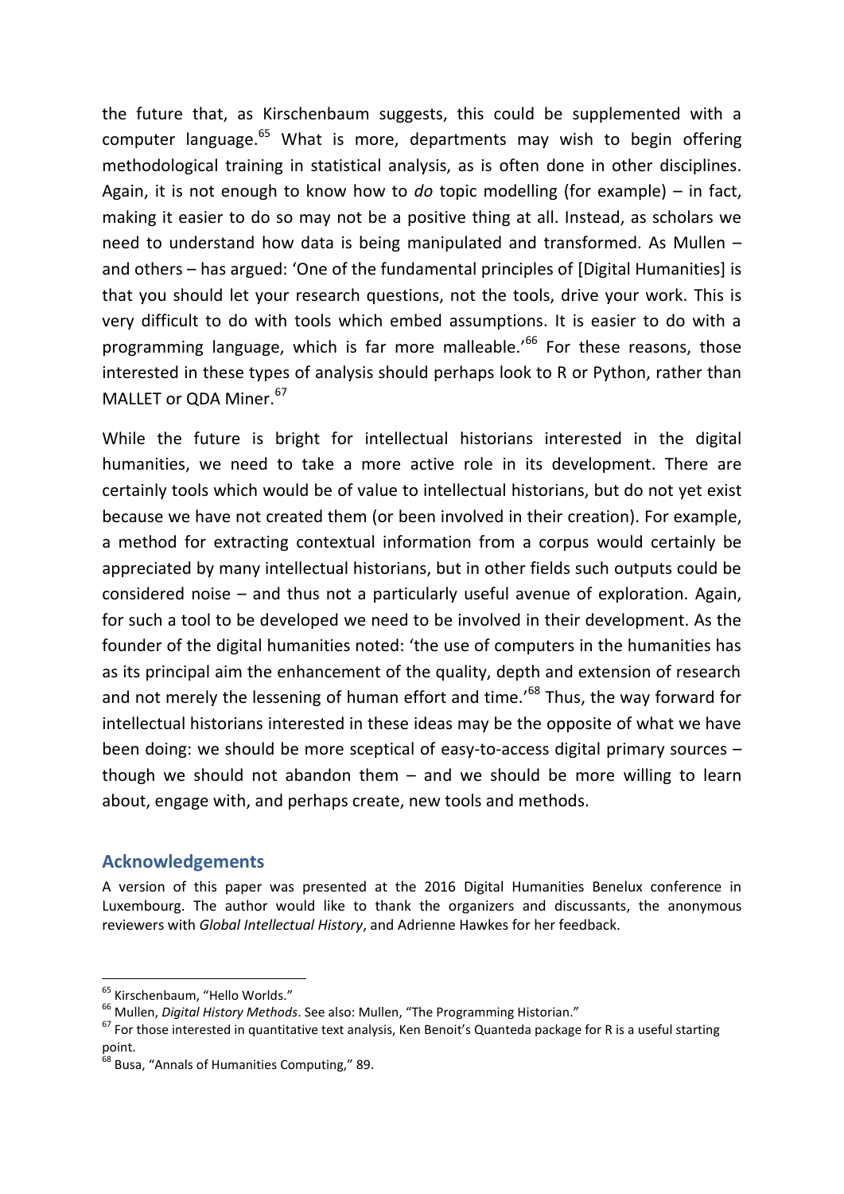the future that, as Kirschenbaum suggests, this could be supplemented with a computer language.[65] What is more, departments may wish to begin offering methodological training in statistical analysis, as is often done in other disciplines. Again, it is not enough to know how to *do* topic modelling (for example) – in fact, making it easier to do so may not be a positive thing at all. Instead, as scholars we need to understand how data is being manipulated and transformed. As Mullen – and others – has argued: 'One of the fundamental principles of [Digital Humanities] is that you should let your research questions, not the tools, drive your work. This is very difficult to do with tools which embed assumptions. It is easier to do with a programming language, which is far more malleable.'[66] For these reasons, those interested in these types of analysis should perhaps look to R or Python, rather than MALLET or QDA Miner.[67]

While the future is bright for intellectual historians interested in the digital humanities, we need to take a more active role in its development. There are certainly tools which would be of value to intellectual historians, but do not yet exist because we have not created them (or been involved in their creation). For example, a method for extracting contextual information from a corpus would certainly be appreciated by many intellectual historians, but in other fields such outputs could be considered noise – and thus not a particularly useful avenue of exploration. Again, for such a tool to be developed we need to be involved in their development. As the founder of the digital humanities noted: 'the use of computers in the humanities has as its principal aim the enhancement of the quality, depth and extension of research and not merely the lessening of human effort and time.'[68] Thus, the way forward for intellectual historians interested in these ideas may be the opposite of what we have been doing: we should be more sceptical of easy-to-access digital primary sources – though we should not abandon them – and we should be more willing to learn about, engage with, and perhaps create, new tools and methods.

## Acknowledgements

A version of this paper was presented at the 2016 Digital Humanities Benelux conference in Luxembourg. The author would like to thank the organizers and discussants, the anonymous reviewers with *Global Intellectual History*, and Adrienne Hawkes for her feedback.

---

[65] Kirschenbaum, "Hello Worlds."

[66] Mullen, *Digital History Methods*. See also: Mullen, "The Programming Historian."

[67] For those interested in quantitative text analysis, Ken Benoit's Quanteda package for R is a useful starting point.

[68] Busa, "Annals of Humanities Computing," 89.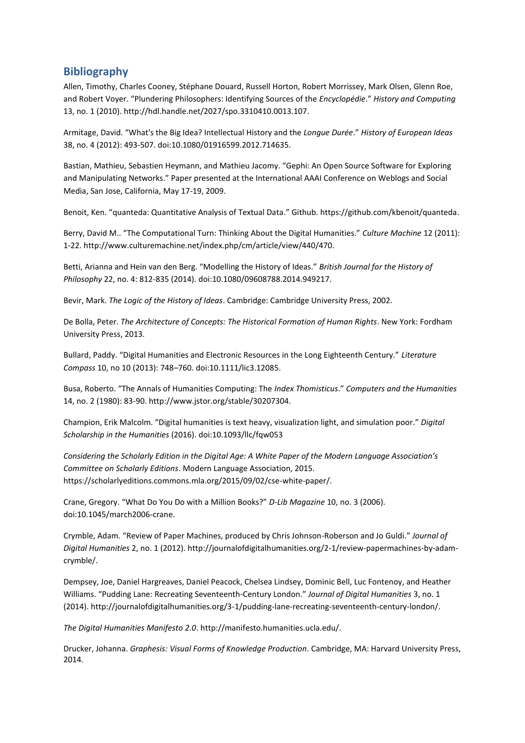## Bibliography

Allen, Timothy, Charles Cooney, Stéphane Douard, Russell Horton, Robert Morrissey, Mark Olsen, Glenn Roe, and Robert Voyer. "Plundering Philosophers: Identifying Sources of the *Encyclopédie*." *History and Computing* 13, no. 1 (2010). http://hdl.handle.net/2027/spo.3310410.0013.107.

Armitage, David. "What's the Big Idea? Intellectual History and the *Longue Durée*." *History of European Ideas* 38, no. 4 (2012): 493-507. doi:10.1080/01916599.2012.714635.

Bastian, Mathieu, Sebastien Heymann, and Mathieu Jacomy. "Gephi: An Open Source Software for Exploring and Manipulating Networks." Paper presented at the International AAAI Conference on Weblogs and Social Media, San Jose, California, May 17-19, 2009.

Benoit, Ken. "quanteda: Quantitative Analysis of Textual Data." Github. https://github.com/kbenoit/quanteda.

Berry, David M.. "The Computational Turn: Thinking About the Digital Humanities." *Culture Machine* 12 (2011): 1-22. http://www.culturemachine.net/index.php/cm/article/view/440/470.

Betti, Arianna and Hein van den Berg. "Modelling the History of Ideas." *British Journal for the History of Philosophy* 22, no. 4: 812-835 (2014). doi:10.1080/09608788.2014.949217.

Bevir, Mark. *The Logic of the History of Ideas*. Cambridge: Cambridge University Press, 2002.

De Bolla, Peter. *The Architecture of Concepts: The Historical Formation of Human Rights*. New York: Fordham University Press, 2013.

Bullard, Paddy. "Digital Humanities and Electronic Resources in the Long Eighteenth Century." *Literature Compass* 10, no 10 (2013): 748–760. doi:10.1111/lic3.12085.

Busa, Roberto. "The Annals of Humanities Computing: The *Index Thomisticus*." *Computers and the Humanities* 14, no. 2 (1980): 83-90. http://www.jstor.org/stable/30207304.

Champion, Erik Malcolm. "Digital humanities is text heavy, visualization light, and simulation poor." *Digital Scholarship in the Humanities* (2016). doi:10.1093/llc/fqw053

*Considering the Scholarly Edition in the Digital Age: A White Paper of the Modern Language Association's Committee on Scholarly Editions*. Modern Language Association, 2015. https://scholarlyeditions.commons.mla.org/2015/09/02/cse-white-paper/.

Crane, Gregory. "What Do You Do with a Million Books?" *D-Lib Magazine* 10, no. 3 (2006). doi:10.1045/march2006-crane.

Crymble, Adam. "Review of Paper Machines, produced by Chris Johnson-Roberson and Jo Guldi." *Journal of Digital Humanities* 2, no. 1 (2012). http://journalofdigitalhumanities.org/2-1/review-papermachines-by-adam-crymble/.

Dempsey, Joe, Daniel Hargreaves, Daniel Peacock, Chelsea Lindsey, Dominic Bell, Luc Fontenoy, and Heather Williams. "Pudding Lane: Recreating Seventeenth-Century London." *Journal of Digital Humanities* 3, no. 1 (2014). http://journalofdigitalhumanities.org/3-1/pudding-lane-recreating-seventeenth-century-london/.

*The Digital Humanities Manifesto 2.0*. http://manifesto.humanities.ucla.edu/.

Drucker, Johanna. *Graphesis: Visual Forms of Knowledge Production*. Cambridge, MA: Harvard University Press, 2014.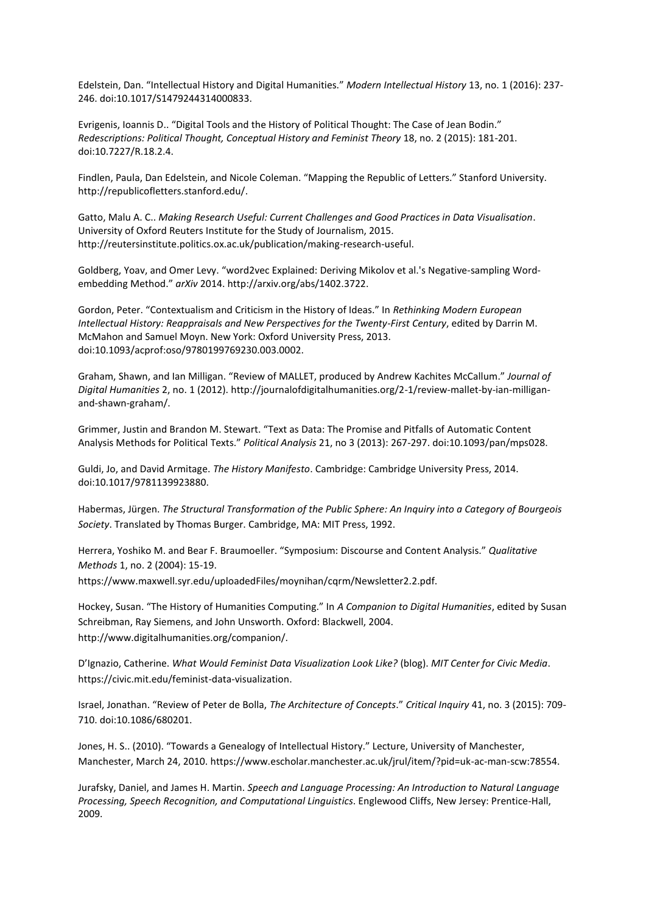Edelstein, Dan. "Intellectual History and Digital Humanities." *Modern Intellectual History* 13, no. 1 (2016): 237-246. doi:10.1017/S1479244314000833.

Evrigenis, Ioannis D.. "Digital Tools and the History of Political Thought: The Case of Jean Bodin." *Redescriptions: Political Thought, Conceptual History and Feminist Theory* 18, no. 2 (2015): 181-201. doi:10.7227/R.18.2.4.

Findlen, Paula, Dan Edelstein, and Nicole Coleman. "Mapping the Republic of Letters." Stanford University. http://republicofletters.stanford.edu/.

Gatto, Malu A. C.. *Making Research Useful: Current Challenges and Good Practices in Data Visualisation*. University of Oxford Reuters Institute for the Study of Journalism, 2015. http://reutersinstitute.politics.ox.ac.uk/publication/making-research-useful.

Goldberg, Yoav, and Omer Levy. "word2vec Explained: Deriving Mikolov et al.'s Negative-sampling Word-embedding Method." *arXiv* 2014. http://arxiv.org/abs/1402.3722.

Gordon, Peter. "Contextualism and Criticism in the History of Ideas." In *Rethinking Modern European Intellectual History: Reappraisals and New Perspectives for the Twenty-First Century*, edited by Darrin M. McMahon and Samuel Moyn. New York: Oxford University Press, 2013. doi:10.1093/acprof:oso/9780199769230.003.0002.

Graham, Shawn, and Ian Milligan. "Review of MALLET, produced by Andrew Kachites McCallum." *Journal of Digital Humanities* 2, no. 1 (2012). http://journalofdigitalhumanities.org/2-1/review-mallet-by-ian-milligan-and-shawn-graham/.

Grimmer, Justin and Brandon M. Stewart. "Text as Data: The Promise and Pitfalls of Automatic Content Analysis Methods for Political Texts." *Political Analysis* 21, no 3 (2013): 267-297. doi:10.1093/pan/mps028.

Guldi, Jo, and David Armitage. *The History Manifesto*. Cambridge: Cambridge University Press, 2014. doi:10.1017/9781139923880.

Habermas, Jürgen. *The Structural Transformation of the Public Sphere: An Inquiry into a Category of Bourgeois Society*. Translated by Thomas Burger. Cambridge, MA: MIT Press, 1992.

Herrera, Yoshiko M. and Bear F. Braumoeller. "Symposium: Discourse and Content Analysis." *Qualitative Methods* 1, no. 2 (2004): 15-19. https://www.maxwell.syr.edu/uploadedFiles/moynihan/cqrm/Newsletter2.2.pdf.

Hockey, Susan. "The History of Humanities Computing." In *A Companion to Digital Humanities*, edited by Susan Schreibman, Ray Siemens, and John Unsworth. Oxford: Blackwell, 2004. http://www.digitalhumanities.org/companion/.

D'Ignazio, Catherine. *What Would Feminist Data Visualization Look Like?* (blog). *MIT Center for Civic Media*. https://civic.mit.edu/feminist-data-visualization.

Israel, Jonathan. "Review of Peter de Bolla, *The Architecture of Concepts*." *Critical Inquiry* 41, no. 3 (2015): 709-710. doi:10.1086/680201.

Jones, H. S.. (2010). "Towards a Genealogy of Intellectual History." Lecture, University of Manchester, Manchester, March 24, 2010. https://www.escholar.manchester.ac.uk/jrul/item/?pid=uk-ac-man-scw:78554.

Jurafsky, Daniel, and James H. Martin. *Speech and Language Processing: An Introduction to Natural Language Processing, Speech Recognition, and Computational Linguistics*. Englewood Cliffs, New Jersey: Prentice-Hall, 2009.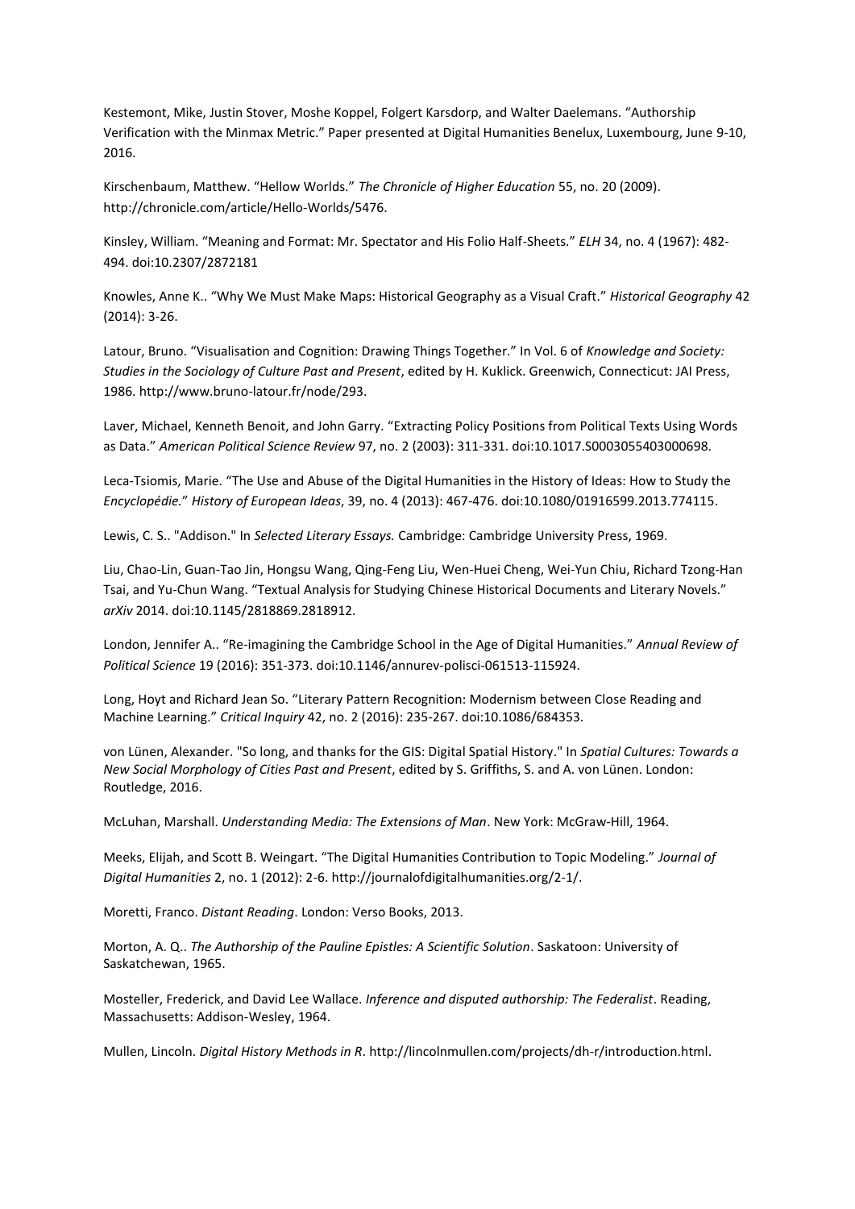Kestemont, Mike, Justin Stover, Moshe Koppel, Folgert Karsdorp, and Walter Daelemans. “Authorship Verification with the Minmax Metric.” Paper presented at Digital Humanities Benelux, Luxembourg, June 9-10, 2016.

Kirschenbaum, Matthew. “Hellow Worlds.” *The Chronicle of Higher Education* 55, no. 20 (2009). http://chronicle.com/article/Hello-Worlds/5476.

Kinsley, William. “Meaning and Format: Mr. Spectator and His Folio Half-Sheets.” *ELH* 34, no. 4 (1967): 482-494. doi:10.2307/2872181

Knowles, Anne K.. “Why We Must Make Maps: Historical Geography as a Visual Craft.” *Historical Geography* 42 (2014): 3-26.

Latour, Bruno. “Visualisation and Cognition: Drawing Things Together.” In Vol. 6 of *Knowledge and Society: Studies in the Sociology of Culture Past and Present*, edited by H. Kuklick. Greenwich, Connecticut: JAI Press, 1986. http://www.bruno-latour.fr/node/293.

Laver, Michael, Kenneth Benoit, and John Garry. “Extracting Policy Positions from Political Texts Using Words as Data.” *American Political Science Review* 97, no. 2 (2003): 311-331. doi:10.1017.S0003055403000698.

Leca-Tsiomis, Marie. “The Use and Abuse of the Digital Humanities in the History of Ideas: How to Study the *Encyclopédie.*” *History of European Ideas*, 39, no. 4 (2013): 467-476. doi:10.1080/01916599.2013.774115.

Lewis, C. S.. "Addison." In *Selected Literary Essays.* Cambridge: Cambridge University Press, 1969.

Liu, Chao-Lin, Guan-Tao Jin, Hongsu Wang, Qing-Feng Liu, Wen-Huei Cheng, Wei-Yun Chiu, Richard Tzong-Han Tsai, and Yu-Chun Wang. “Textual Analysis for Studying Chinese Historical Documents and Literary Novels.” *arXiv* 2014. doi:10.1145/2818869.2818912.

London, Jennifer A.. “Re-imagining the Cambridge School in the Age of Digital Humanities.” *Annual Review of Political Science* 19 (2016): 351-373. doi:10.1146/annurev-polisci-061513-115924.

Long, Hoyt and Richard Jean So. “Literary Pattern Recognition: Modernism between Close Reading and Machine Learning.” *Critical Inquiry* 42, no. 2 (2016): 235-267. doi:10.1086/684353.

von Lünen, Alexander. "So long, and thanks for the GIS: Digital Spatial History." In *Spatial Cultures: Towards a New Social Morphology of Cities Past and Present*, edited by S. Griffiths, S. and A. von Lünen. London: Routledge, 2016.

McLuhan, Marshall. *Understanding Media: The Extensions of Man*. New York: McGraw-Hill, 1964.

Meeks, Elijah, and Scott B. Weingart. “The Digital Humanities Contribution to Topic Modeling.” *Journal of Digital Humanities* 2, no. 1 (2012): 2-6. http://journalofdigitalhumanities.org/2-1/.

Moretti, Franco. *Distant Reading*. London: Verso Books, 2013.

Morton, A. Q.. *The Authorship of the Pauline Epistles: A Scientific Solution*. Saskatoon: University of Saskatchewan, 1965.

Mosteller, Frederick, and David Lee Wallace. *Inference and disputed authorship: The Federalist*. Reading, Massachusetts: Addison-Wesley, 1964.

Mullen, Lincoln. *Digital History Methods in R*. http://lincolnmullen.com/projects/dh-r/introduction.html.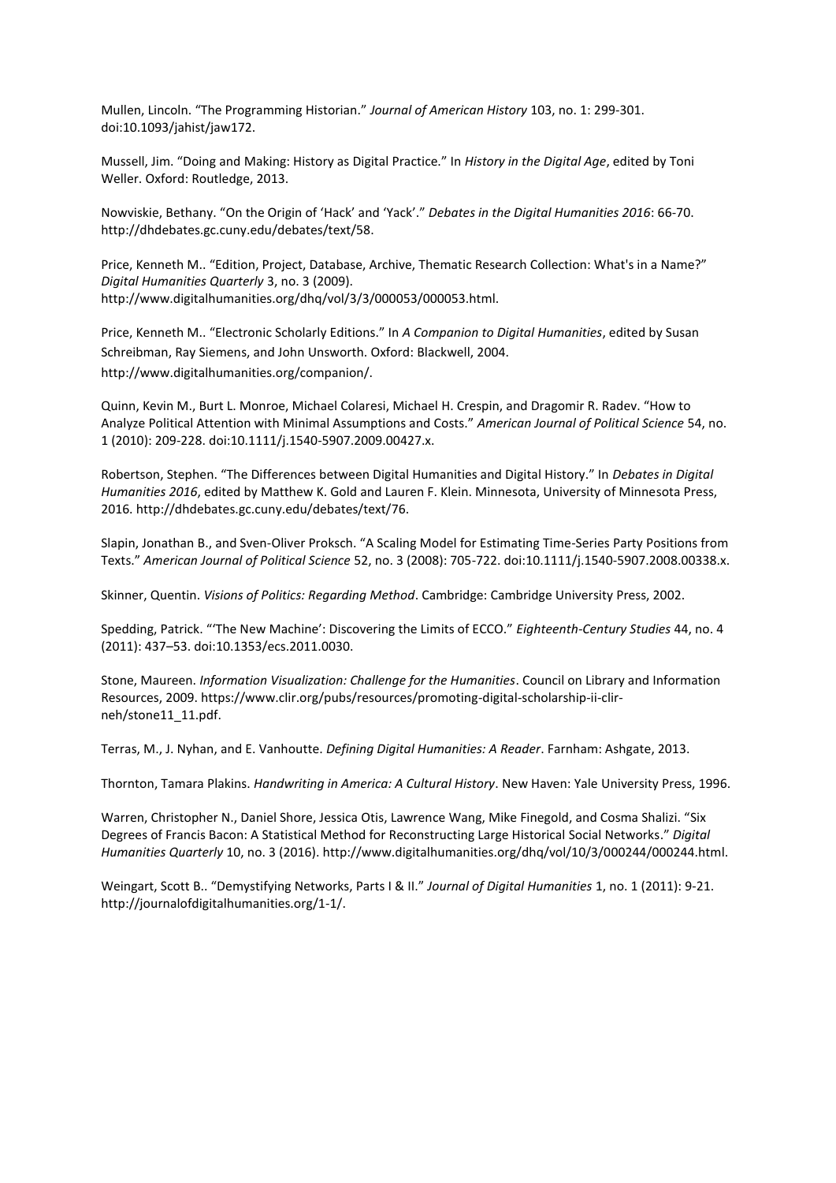Mullen, Lincoln. “The Programming Historian.” *Journal of American History* 103, no. 1: 299-301. doi:10.1093/jahist/jaw172.

Mussell, Jim. “Doing and Making: History as Digital Practice.” In *History in the Digital Age*, edited by Toni Weller. Oxford: Routledge, 2013.

Nowviskie, Bethany. “On the Origin of ‘Hack’ and ‘Yack’.” *Debates in the Digital Humanities 2016*: 66-70. http://dhdebates.gc.cuny.edu/debates/text/58.

Price, Kenneth M.. “Edition, Project, Database, Archive, Thematic Research Collection: What's in a Name?” *Digital Humanities Quarterly* 3, no. 3 (2009). http://www.digitalhumanities.org/dhq/vol/3/3/000053/000053.html.

Price, Kenneth M.. “Electronic Scholarly Editions.” In *A Companion to Digital Humanities*, edited by Susan Schreibman, Ray Siemens, and John Unsworth. Oxford: Blackwell, 2004. http://www.digitalhumanities.org/companion/.

Quinn, Kevin M., Burt L. Monroe, Michael Colaresi, Michael H. Crespin, and Dragomir R. Radev. “How to Analyze Political Attention with Minimal Assumptions and Costs.” *American Journal of Political Science* 54, no. 1 (2010): 209-228. doi:10.1111/j.1540-5907.2009.00427.x.

Robertson, Stephen. “The Differences between Digital Humanities and Digital History.” In *Debates in Digital Humanities 2016*, edited by Matthew K. Gold and Lauren F. Klein. Minnesota, University of Minnesota Press, 2016. http://dhdebates.gc.cuny.edu/debates/text/76.

Slapin, Jonathan B., and Sven-Oliver Proksch. “A Scaling Model for Estimating Time-Series Party Positions from Texts.” *American Journal of Political Science* 52, no. 3 (2008): 705-722. doi:10.1111/j.1540-5907.2008.00338.x.

Skinner, Quentin. *Visions of Politics: Regarding Method*. Cambridge: Cambridge University Press, 2002.

Spedding, Patrick. “‘The New Machine’: Discovering the Limits of ECCO.” *Eighteenth-Century Studies* 44, no. 4 (2011): 437–53. doi:10.1353/ecs.2011.0030.

Stone, Maureen. *Information Visualization: Challenge for the Humanities*. Council on Library and Information Resources, 2009. https://www.clir.org/pubs/resources/promoting-digital-scholarship-ii-clir-neh/stone11_11.pdf.

Terras, M., J. Nyhan, and E. Vanhoutte. *Defining Digital Humanities: A Reader*. Farnham: Ashgate, 2013.

Thornton, Tamara Plakins. *Handwriting in America: A Cultural History*. New Haven: Yale University Press, 1996.

Warren, Christopher N., Daniel Shore, Jessica Otis, Lawrence Wang, Mike Finegold, and Cosma Shalizi. “Six Degrees of Francis Bacon: A Statistical Method for Reconstructing Large Historical Social Networks.” *Digital Humanities Quarterly* 10, no. 3 (2016). http://www.digitalhumanities.org/dhq/vol/10/3/000244/000244.html.

Weingart, Scott B.. “Demystifying Networks, Parts I & II.” *Journal of Digital Humanities* 1, no. 1 (2011): 9-21. http://journalofdigitalhumanities.org/1-1/.